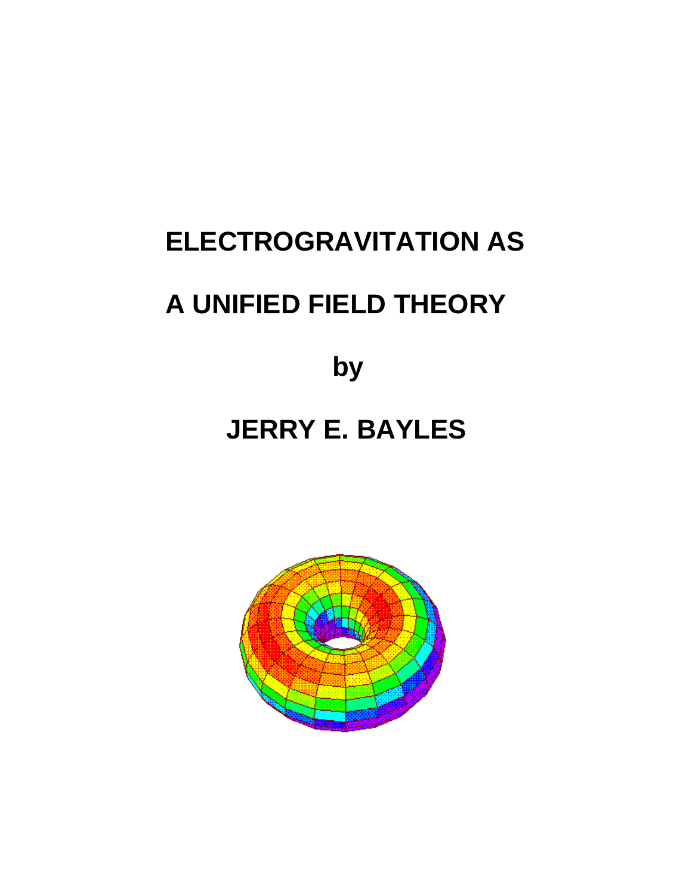# ELECTROGRAVITATION AS A UNIFIED FIELD THEORY

**by**

**JERRY E. BAYLES**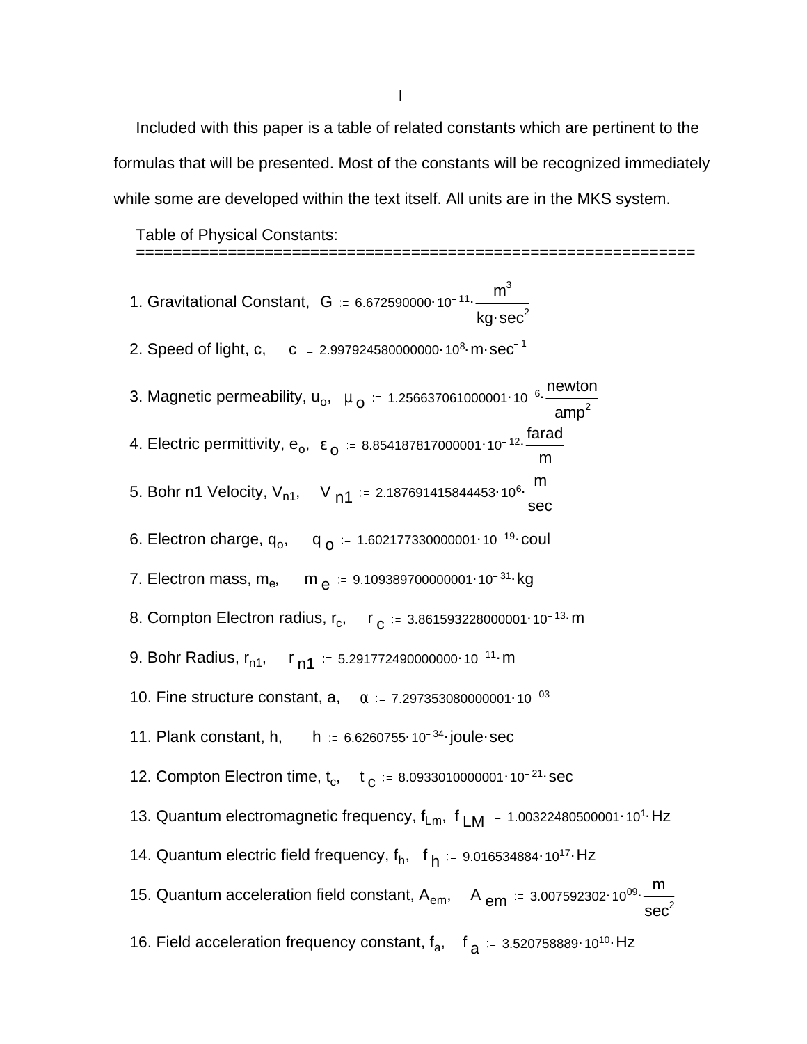I

Included with this paper is a table of related constants which are pertinent to the formulas that will be presented. Most of the constants will be recognized immediately while some are developed within the text itself. All units are in the MKS system.

Table of Physical Constants:
==========================================================

1. Gravitational Constant, $G := 6.672590000 \cdot 10^{-11} \cdot \frac{m^3}{kg \cdot sec^2}$

2. Speed of light, c, $c := 2.997924580000000 \cdot 10^{8} \cdot m \cdot sec^{-1}$

3. Magnetic permeability, $u_o$, $\mu_o := 1.256637061000001 \cdot 10^{-6} \cdot \frac{newton}{amp^2}$

4. Electric permittivity, $e_o$, $\varepsilon_o := 8.854187817000001 \cdot 10^{-12} \cdot \frac{farad}{m}$

5. Bohr n1 Velocity, $V_{n1}$, $V_{n1} := 2.187691415844453 \cdot 10^{6} \cdot \frac{m}{sec}$

6. Electron charge, $q_o$, $q_o := 1.602177330000001 \cdot 10^{-19} \cdot coul$

7. Electron mass, $m_e$, $m_e := 9.109389700000001 \cdot 10^{-31} \cdot kg$

8. Compton Electron radius, $r_c$, $r_c := 3.861593228000001 \cdot 10^{-13} \cdot m$

9. Bohr Radius, $r_{n1}$, $r_{n1} := 5.291772490000000 \cdot 10^{-11} \cdot m$

10. Fine structure constant, a, $\alpha := 7.297353080000001 \cdot 10^{-03}$

11. Plank constant, h, $h := 6.6260755 \cdot 10^{-34} \cdot joule \cdot sec$

12. Compton Electron time, $t_c$, $t_c := 8.0933010000001 \cdot 10^{-21} \cdot sec$

13. Quantum electromagnetic frequency, $f_{Lm}$, $f_{LM} := 1.00322480500001 \cdot 10^{1} \cdot Hz$

14. Quantum electric field frequency, $f_h$, $f_h := 9.016534884 \cdot 10^{17} \cdot Hz$

15. Quantum acceleration field constant, $A_{em}$, $A_{em} := 3.007592302 \cdot 10^{09} \cdot \frac{m}{sec^2}$

16. Field acceleration frequency constant, $f_a$, $f_a := 3.520758889 \cdot 10^{10} \cdot Hz$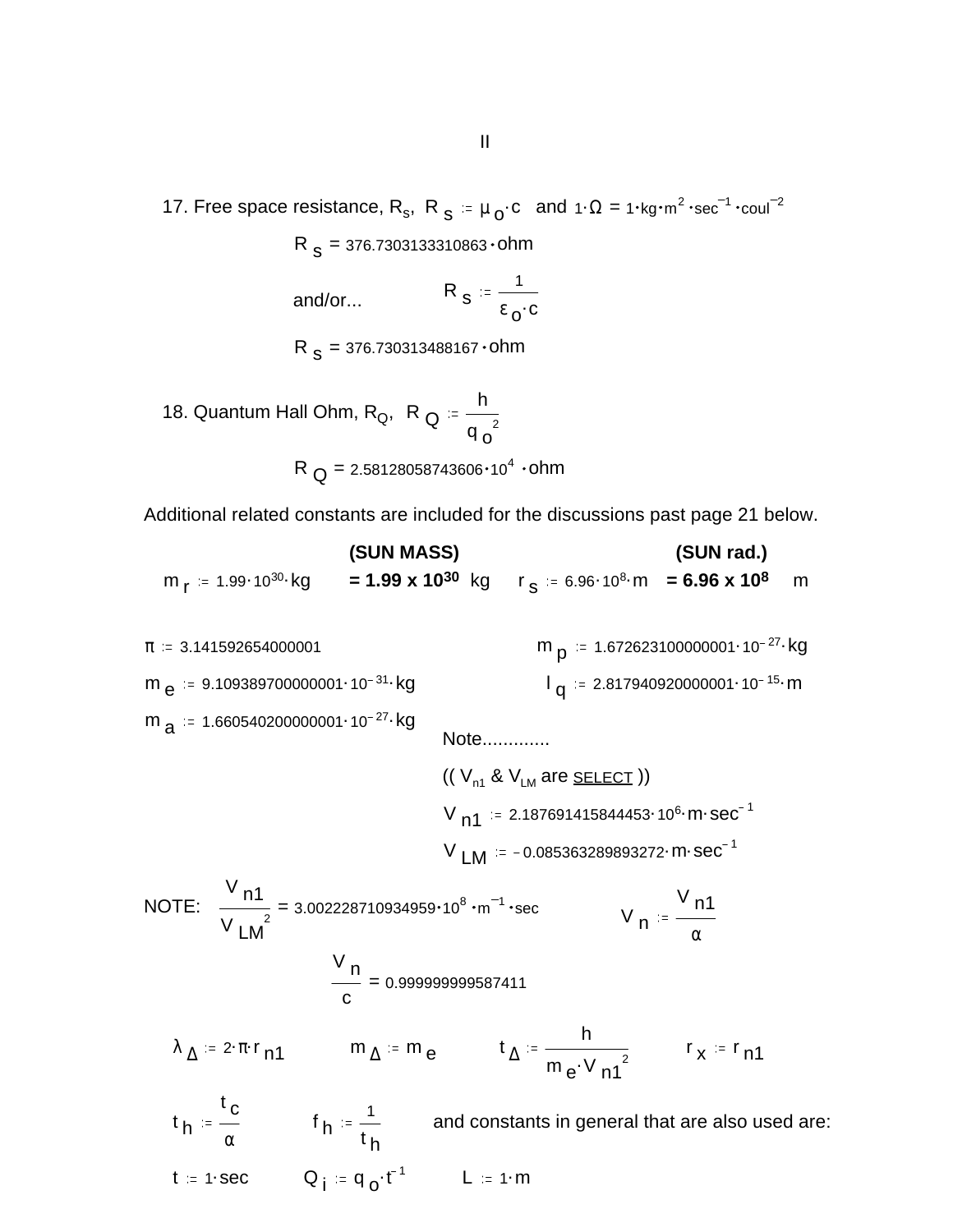II

17. Free space resistance, $R_s$, $R_s := \mu_o \cdot c$ and $1 \cdot \Omega = 1 \cdot kg \cdot m^2 \cdot sec^{-1} \cdot coul^{-2}$

$$R_s = 376.7303133310863 \cdot ohm$$

and/or... $R_s := \dfrac{1}{\varepsilon_o \cdot c}$

$$R_s = 376.730313488167 \cdot ohm$$

18. Quantum Hall Ohm, $R_Q$, $R_Q := \dfrac{h}{q_o^{\,2}}$

$$R_Q = 2.58128058743606 \cdot 10^4 \cdot ohm$$

Additional related constants are included for the discussions past page 21 below.

| | **(SUN MASS)** | | **(SUN rad.)** |
|---|---|---|---|
| $m_r := 1.99 \cdot 10^{30} \cdot kg$ | **= 1.99 x 10<sup>30</sup>** kg | $r_s := 6.96 \cdot 10^8 \cdot m$ | **= 6.96 x 10<sup>8</sup>** m |

$\pi := 3.141592654000001$

$m_p := 1.672623100000001 \cdot 10^{-27} \cdot kg$

$m_e := 9.109389700000001 \cdot 10^{-31} \cdot kg$

$l_q := 2.817940920000001 \cdot 10^{-15} \cdot m$

$m_a := 1.660540200000001 \cdot 10^{-27} \cdot kg$

Note.............

(( $V_{n1}$ & $V_{LM}$ are <u>SELECT</u> ))

$V_{n1} := 2.187691415844453 \cdot 10^6 \cdot m \cdot sec^{-1}$

$V_{LM} := -0.085363289893272 \cdot m \cdot sec^{-1}$

NOTE: $\dfrac{V_{n1}}{V_{LM}^{\,2}} = 3.002228710934959 \cdot 10^8 \cdot m^{-1} \cdot sec$ $\qquad V_n := \dfrac{V_{n1}}{\alpha}$

$$\frac{V_n}{c} = 0.999999999587411$$

$\lambda_\Delta := 2 \cdot \pi \cdot r_{n1}$ $\qquad m_\Delta := m_e$ $\qquad t_\Delta := \dfrac{h}{m_e \cdot V_{n1}^{\,2}}$ $\qquad r_x := r_{n1}$

$t_h := \dfrac{t_c}{\alpha}$ $\qquad f_h := \dfrac{1}{t_h}$ $\qquad$ and constants in general that are also used are:

$t := 1 \cdot sec$ $\qquad Q_i := q_o \cdot t^{-1}$ $\qquad L := 1 \cdot m$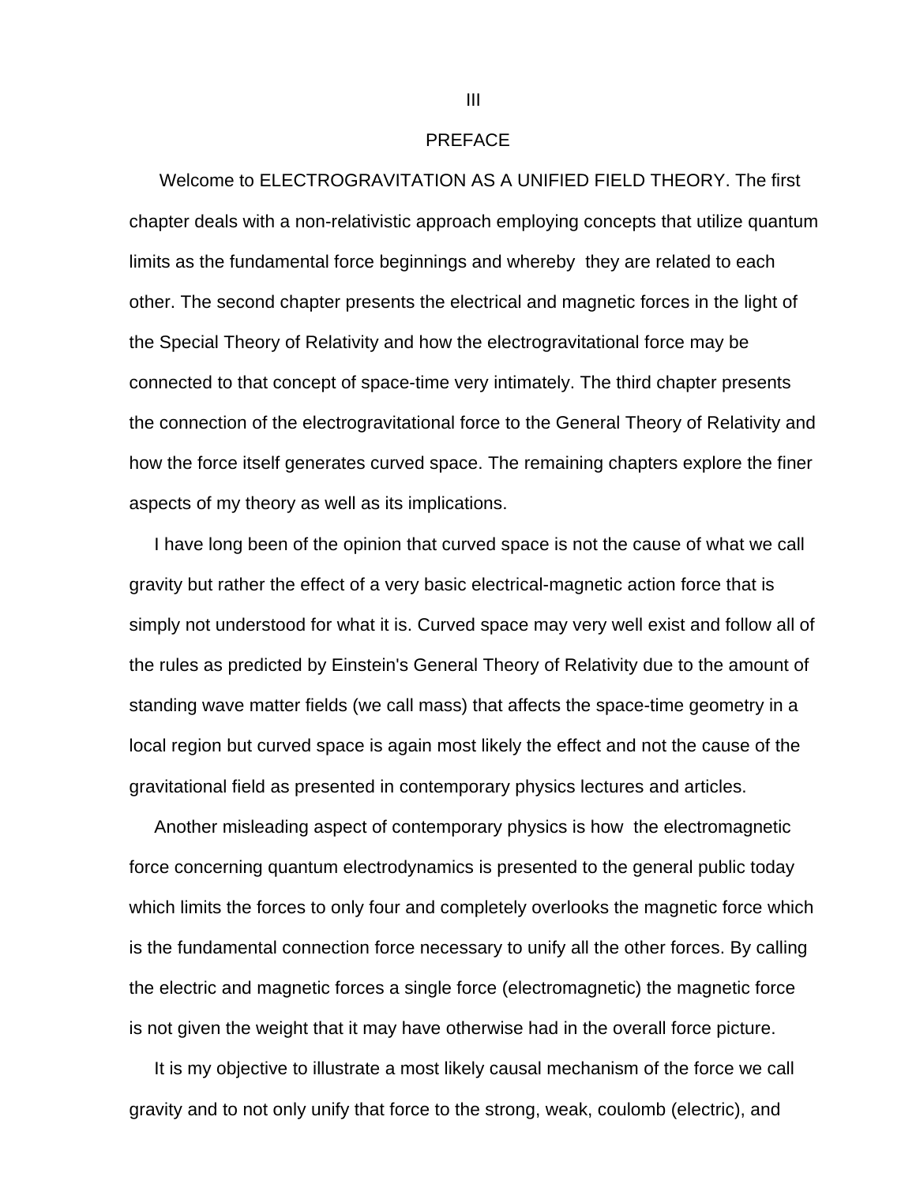## PREFACE

Welcome to ELECTROGRAVITATION AS A UNIFIED FIELD THEORY. The first chapter deals with a non-relativistic approach employing concepts that utilize quantum limits as the fundamental force beginnings and whereby they are related to each other. The second chapter presents the electrical and magnetic forces in the light of the Special Theory of Relativity and how the electrogravitational force may be connected to that concept of space-time very intimately. The third chapter presents the connection of the electrogravitational force to the General Theory of Relativity and how the force itself generates curved space. The remaining chapters explore the finer aspects of my theory as well as its implications.

I have long been of the opinion that curved space is not the cause of what we call gravity but rather the effect of a very basic electrical-magnetic action force that is simply not understood for what it is. Curved space may very well exist and follow all of the rules as predicted by Einstein's General Theory of Relativity due to the amount of standing wave matter fields (we call mass) that affects the space-time geometry in a local region but curved space is again most likely the effect and not the cause of the gravitational field as presented in contemporary physics lectures and articles.

Another misleading aspect of contemporary physics is how the electromagnetic force concerning quantum electrodynamics is presented to the general public today which limits the forces to only four and completely overlooks the magnetic force which is the fundamental connection force necessary to unify all the other forces. By calling the electric and magnetic forces a single force (electromagnetic) the magnetic force is not given the weight that it may have otherwise had in the overall force picture.

It is my objective to illustrate a most likely causal mechanism of the force we call gravity and to not only unify that force to the strong, weak, coulomb (electric), and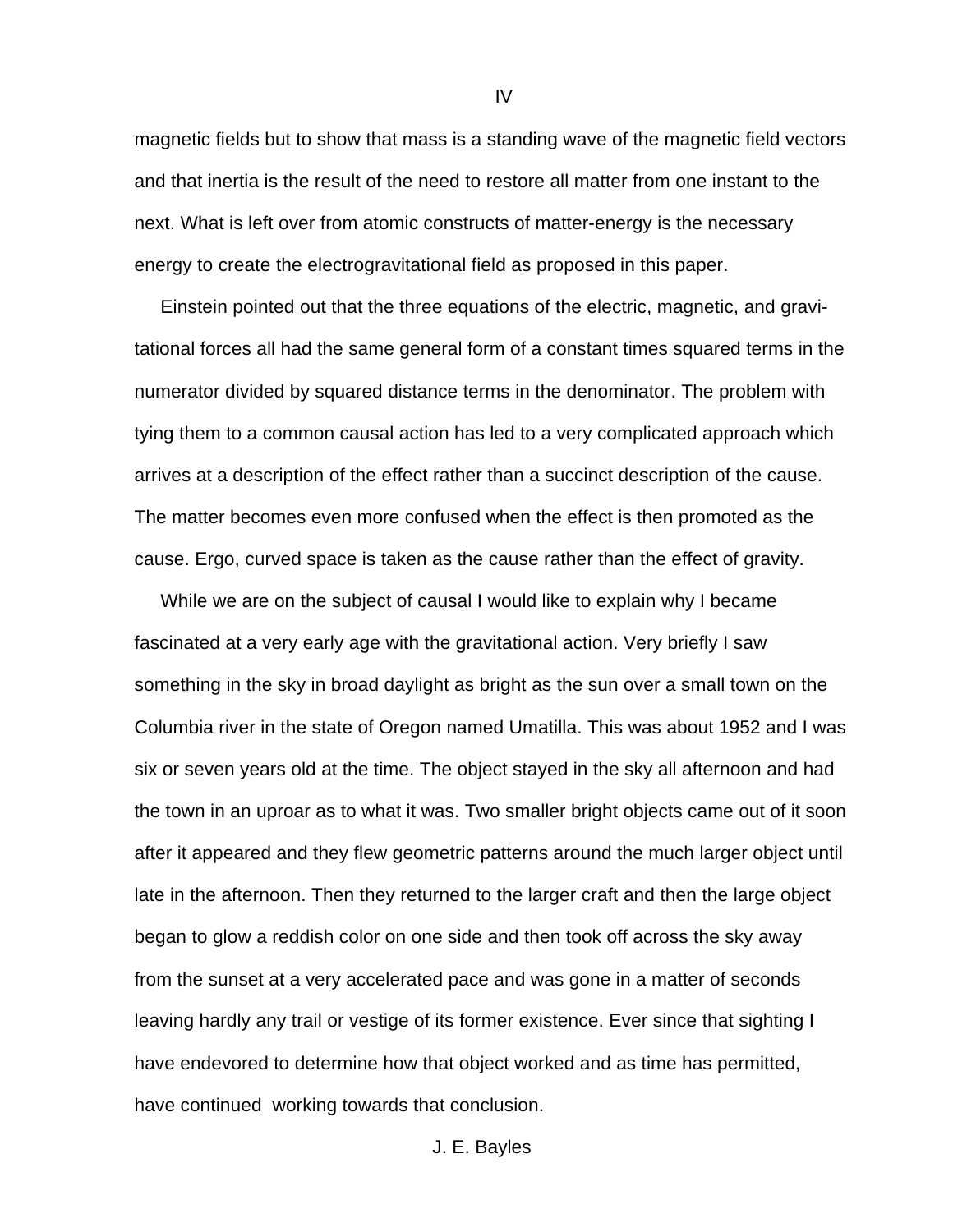magnetic fields but to show that mass is a standing wave of the magnetic field vectors and that inertia is the result of the need to restore all matter from one instant to the next. What is left over from atomic constructs of matter-energy is the necessary energy to create the electrogravitational field as proposed in this paper.

Einstein pointed out that the three equations of the electric, magnetic, and gravitational forces all had the same general form of a constant times squared terms in the numerator divided by squared distance terms in the denominator. The problem with tying them to a common causal action has led to a very complicated approach which arrives at a description of the effect rather than a succinct description of the cause. The matter becomes even more confused when the effect is then promoted as the cause. Ergo, curved space is taken as the cause rather than the effect of gravity.

While we are on the subject of causal I would like to explain why I became fascinated at a very early age with the gravitational action. Very briefly I saw something in the sky in broad daylight as bright as the sun over a small town on the Columbia river in the state of Oregon named Umatilla. This was about 1952 and I was six or seven years old at the time. The object stayed in the sky all afternoon and had the town in an uproar as to what it was. Two smaller bright objects came out of it soon after it appeared and they flew geometric patterns around the much larger object until late in the afternoon. Then they returned to the larger craft and then the large object began to glow a reddish color on one side and then took off across the sky away from the sunset at a very accelerated pace and was gone in a matter of seconds leaving hardly any trail or vestige of its former existence. Ever since that sighting I have endevored to determine how that object worked and as time has permitted, have continued working towards that conclusion.

J. E. Bayles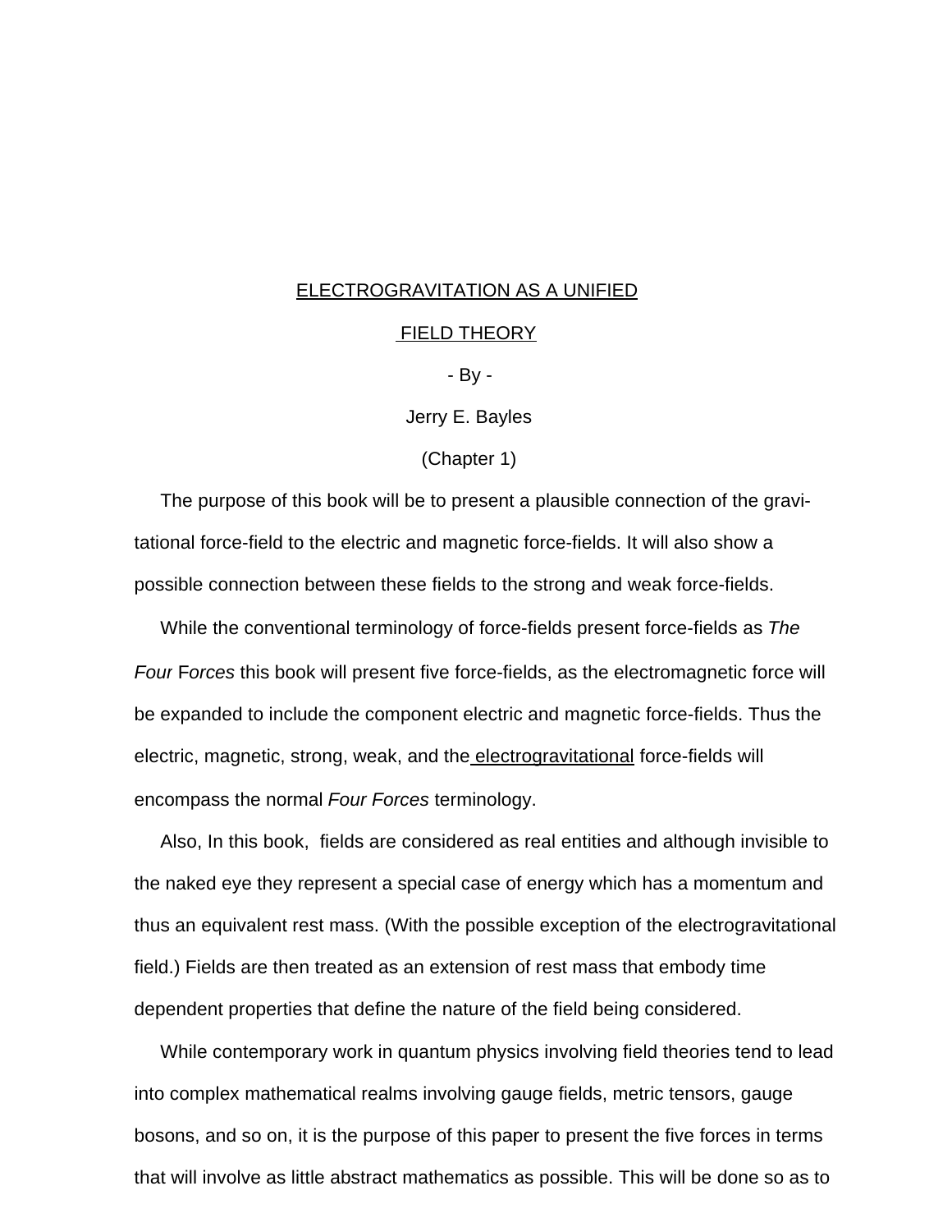<u>ELECTROGRAVITATION AS A UNIFIED</u>

<u>FIELD THEORY</u>

\- By -

Jerry E. Bayles

(Chapter 1)

The purpose of this book will be to present a plausible connection of the gravitational force-field to the electric and magnetic force-fields. It will also show a possible connection between these fields to the strong and weak force-fields.

While the conventional terminology of force-fields present force-fields as *The Four Forces* this book will present five force-fields, as the electromagnetic force will be expanded to include the component electric and magnetic force-fields. Thus the electric, magnetic, strong, weak, and the <u>electrogravitational</u> force-fields will encompass the normal *Four Forces* terminology.

Also, In this book, fields are considered as real entities and although invisible to the naked eye they represent a special case of energy which has a momentum and thus an equivalent rest mass. (With the possible exception of the electrogravitational field.) Fields are then treated as an extension of rest mass that embody time dependent properties that define the nature of the field being considered.

While contemporary work in quantum physics involving field theories tend to lead into complex mathematical realms involving gauge fields, metric tensors, gauge bosons, and so on, it is the purpose of this paper to present the five forces in terms that will involve as little abstract mathematics as possible. This will be done so as to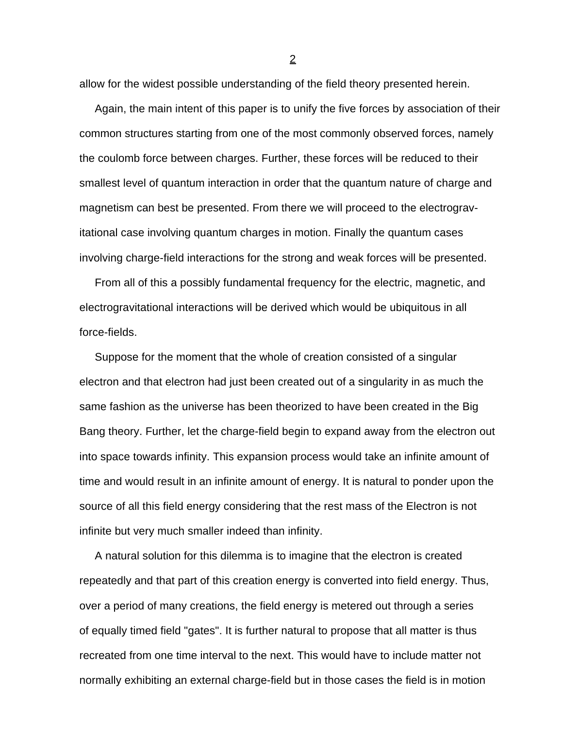allow for the widest possible understanding of the field theory presented herein.

Again, the main intent of this paper is to unify the five forces by association of their common structures starting from one of the most commonly observed forces, namely the coulomb force between charges. Further, these forces will be reduced to their smallest level of quantum interaction in order that the quantum nature of charge and magnetism can best be presented. From there we will proceed to the electrogravitational case involving quantum charges in motion. Finally the quantum cases involving charge-field interactions for the strong and weak forces will be presented.

From all of this a possibly fundamental frequency for the electric, magnetic, and electrogravitational interactions will be derived which would be ubiquitous in all force-fields.

Suppose for the moment that the whole of creation consisted of a singular electron and that electron had just been created out of a singularity in as much the same fashion as the universe has been theorized to have been created in the Big Bang theory. Further, let the charge-field begin to expand away from the electron out into space towards infinity. This expansion process would take an infinite amount of time and would result in an infinite amount of energy. It is natural to ponder upon the source of all this field energy considering that the rest mass of the Electron is not infinite but very much smaller indeed than infinity.

A natural solution for this dilemma is to imagine that the electron is created repeatedly and that part of this creation energy is converted into field energy. Thus, over a period of many creations, the field energy is metered out through a series of equally timed field "gates". It is further natural to propose that all matter is thus recreated from one time interval to the next. This would have to include matter not normally exhibiting an external charge-field but in those cases the field is in motion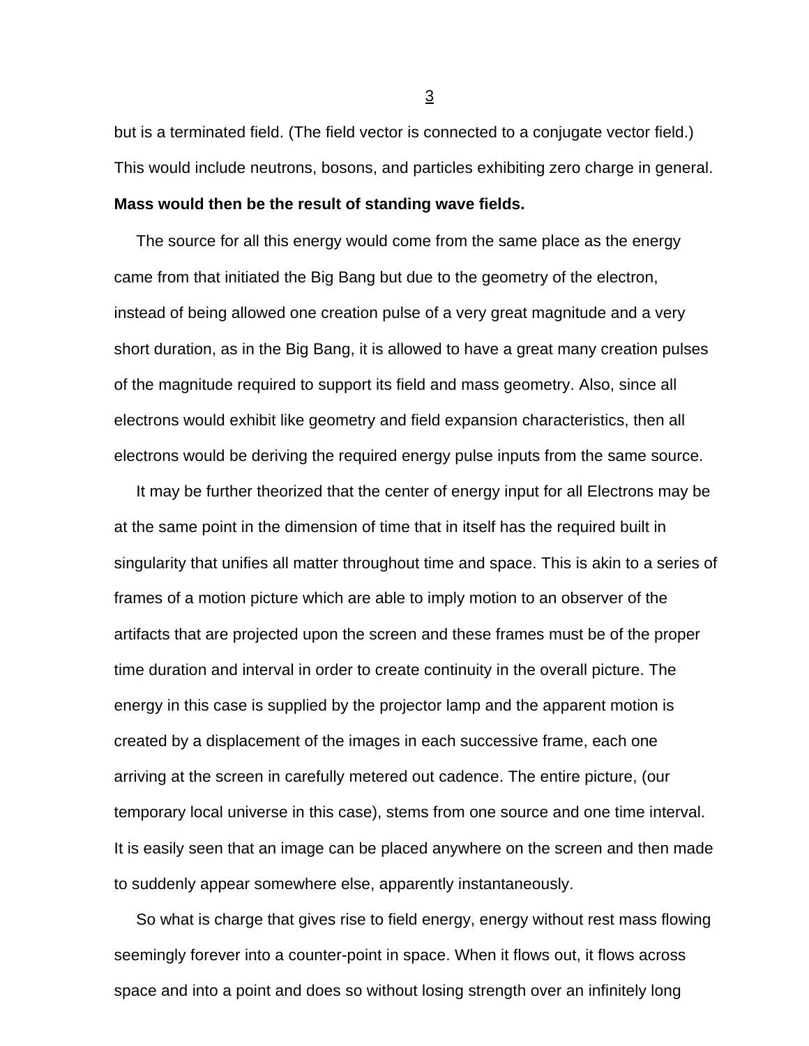but is a terminated field. (The field vector is connected to a conjugate vector field.) This would include neutrons, bosons, and particles exhibiting zero charge in general. **Mass would then be the result of standing wave fields.**

The source for all this energy would come from the same place as the energy came from that initiated the Big Bang but due to the geometry of the electron, instead of being allowed one creation pulse of a very great magnitude and a very short duration, as in the Big Bang, it is allowed to have a great many creation pulses of the magnitude required to support its field and mass geometry. Also, since all electrons would exhibit like geometry and field expansion characteristics, then all electrons would be deriving the required energy pulse inputs from the same source.

It may be further theorized that the center of energy input for all Electrons may be at the same point in the dimension of time that in itself has the required built in singularity that unifies all matter throughout time and space. This is akin to a series of frames of a motion picture which are able to imply motion to an observer of the artifacts that are projected upon the screen and these frames must be of the proper time duration and interval in order to create continuity in the overall picture. The energy in this case is supplied by the projector lamp and the apparent motion is created by a displacement of the images in each successive frame, each one arriving at the screen in carefully metered out cadence. The entire picture, (our temporary local universe in this case), stems from one source and one time interval. It is easily seen that an image can be placed anywhere on the screen and then made to suddenly appear somewhere else, apparently instantaneously.

So what is charge that gives rise to field energy, energy without rest mass flowing seemingly forever into a counter-point in space. When it flows out, it flows across space and into a point and does so without losing strength over an infinitely long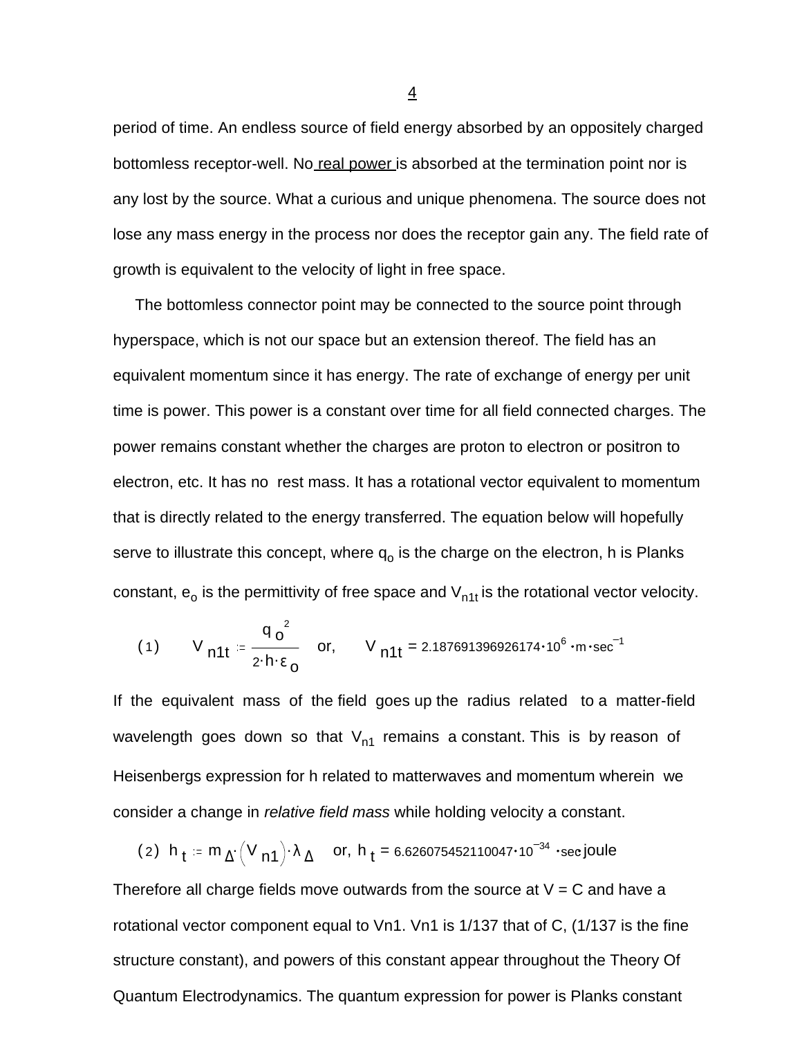period of time. An endless source of field energy absorbed by an oppositely charged bottomless receptor-well. No real power is absorbed at the termination point nor is any lost by the source. What a curious and unique phenomena. The source does not lose any mass energy in the process nor does the receptor gain any. The field rate of growth is equivalent to the velocity of light in free space.

The bottomless connector point may be connected to the source point through hyperspace, which is not our space but an extension thereof. The field has an equivalent momentum since it has energy. The rate of exchange of energy per unit time is power. This power is a constant over time for all field connected charges. The power remains constant whether the charges are proton to electron or positron to electron, etc. It has no rest mass. It has a rotational vector equivalent to momentum that is directly related to the energy transferred. The equation below will hopefully serve to illustrate this concept, where $q_o$ is the charge on the electron, h is Planks constant, $e_o$ is the permittivity of free space and $V_{n1t}$ is the rotational vector velocity.

$$(1) \qquad V_{n1t} := \frac{q_o^{\,2}}{2 \cdot h \cdot \varepsilon_o} \quad \text{or,} \qquad V_{n1t} = 2.187691396926174 \cdot 10^{6} \cdot m \cdot sec^{-1}$$

If the equivalent mass of the field goes up the radius related to a matter-field wavelength goes down so that $V_{n1}$ remains a constant. This is by reason of Heisenbergs expression for h related to matterwaves and momentum wherein we consider a change in *relative field mass* while holding velocity a constant.

$$(2) \quad h_t := m_{\Delta} \cdot \left(V_{n1}\right) \cdot \lambda_{\Delta} \quad \text{or,} \; h_t = 6.626075452110047 \cdot 10^{-34} \cdot sec \cdot joule$$

Therefore all charge fields move outwards from the source at V = C and have a rotational vector component equal to Vn1. Vn1 is 1/137 that of C, (1/137 is the fine structure constant), and powers of this constant appear throughout the Theory Of Quantum Electrodynamics. The quantum expression for power is Planks constant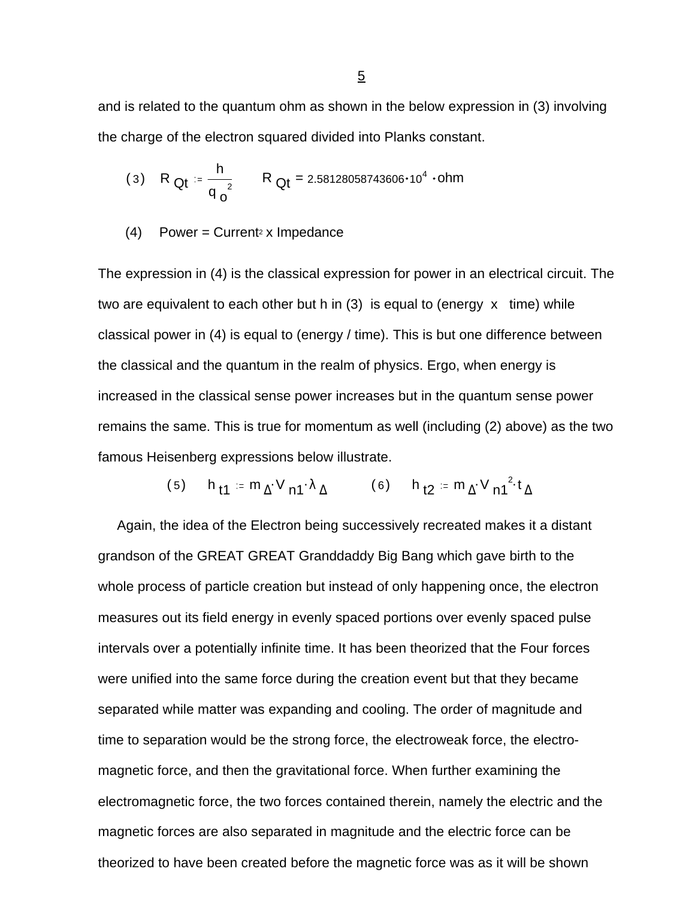and is related to the quantum ohm as shown in the below expression in (3) involving the charge of the electron squared divided into Planks constant.

$$(3) \quad R_{Qt} := \frac{h}{{q_o}^2} \qquad R_{Qt} = 2.58128058743606 \cdot 10^4 \cdot \text{ohm}$$

(4) Power = Current$^2$ x Impedance

The expression in (4) is the classical expression for power in an electrical circuit. The two are equivalent to each other but h in (3) is equal to (energy x time) while classical power in (4) is equal to (energy / time). This is but one difference between the classical and the quantum in the realm of physics. Ergo, when energy is increased in the classical sense power increases but in the quantum sense power remains the same. This is true for momentum as well (including (2) above) as the two famous Heisenberg expressions below illustrate.

$$(5) \quad h_{t1} := m_{\Delta} \cdot V_{n1} \cdot \lambda_{\Delta} \qquad (6) \quad h_{t2} := m_{\Delta} \cdot {V_{n1}}^2 \cdot t_{\Delta}$$

Again, the idea of the Electron being successively recreated makes it a distant grandson of the GREAT GREAT Granddaddy Big Bang which gave birth to the whole process of particle creation but instead of only happening once, the electron measures out its field energy in evenly spaced portions over evenly spaced pulse intervals over a potentially infinite time. It has been theorized that the Four forces were unified into the same force during the creation event but that they became separated while matter was expanding and cooling. The order of magnitude and time to separation would be the strong force, the electroweak force, the electro-magnetic force, and then the gravitational force. When further examining the electromagnetic force, the two forces contained therein, namely the electric and the magnetic forces are also separated in magnitude and the electric force can be theorized to have been created before the magnetic force was as it will be shown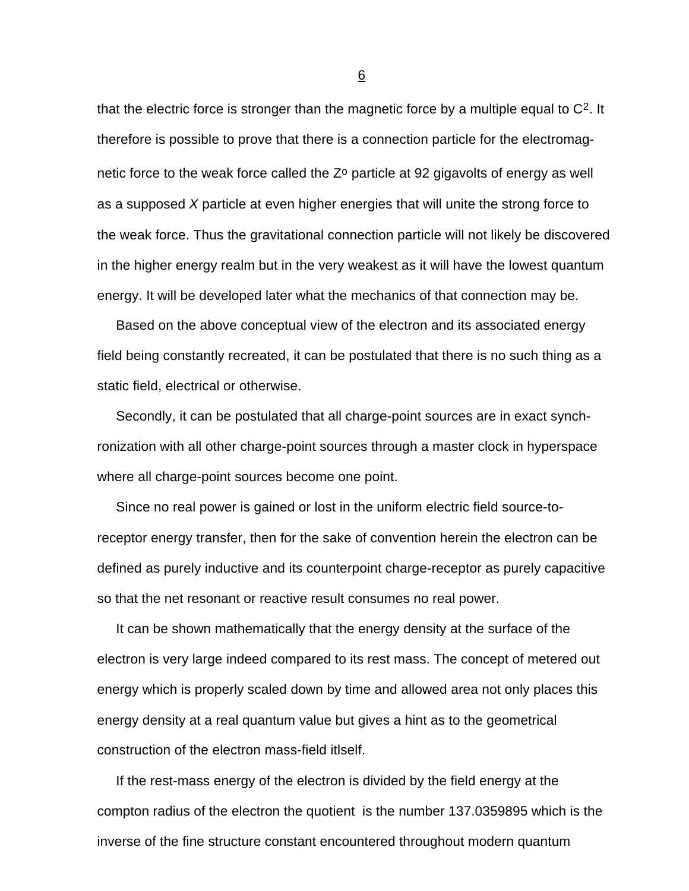that the electric force is stronger than the magnetic force by a multiple equal to $C^2$. It therefore is possible to prove that there is a connection particle for the electromagnetic force to the weak force called the $Z^o$ particle at 92 gigavolts of energy as well as a supposed *X* particle at even higher energies that will unite the strong force to the weak force. Thus the gravitational connection particle will not likely be discovered in the higher energy realm but in the very weakest as it will have the lowest quantum energy. It will be developed later what the mechanics of that connection may be.

Based on the above conceptual view of the electron and its associated energy field being constantly recreated, it can be postulated that there is no such thing as a static field, electrical or otherwise.

Secondly, it can be postulated that all charge-point sources are in exact synchronization with all other charge-point sources through a master clock in hyperspace where all charge-point sources become one point.

Since no real power is gained or lost in the uniform electric field source-to-receptor energy transfer, then for the sake of convention herein the electron can be defined as purely inductive and its counterpoint charge-receptor as purely capacitive so that the net resonant or reactive result consumes no real power.

It can be shown mathematically that the energy density at the surface of the electron is very large indeed compared to its rest mass. The concept of metered out energy which is properly scaled down by time and allowed area not only places this energy density at a real quantum value but gives a hint as to the geometrical construction of the electron mass-field itlself.

If the rest-mass energy of the electron is divided by the field energy at the compton radius of the electron the quotient is the number 137.0359895 which is the inverse of the fine structure constant encountered throughout modern quantum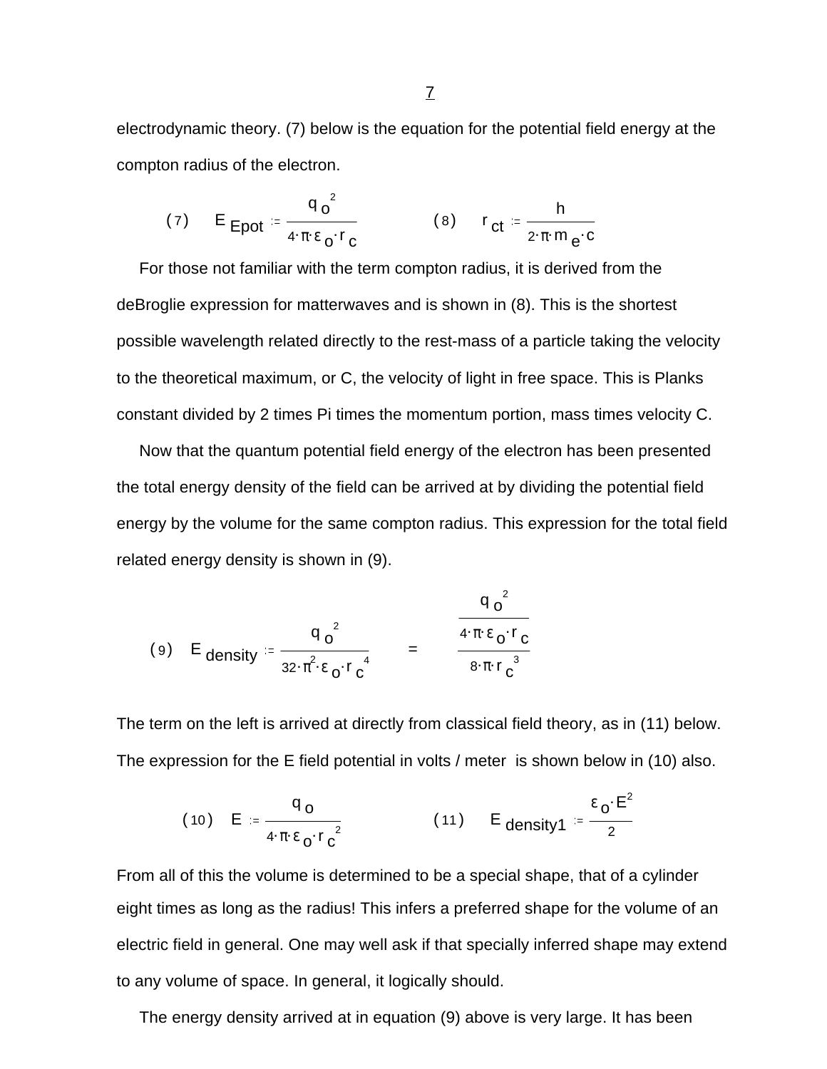electrodynamic theory. (7) below is the equation for the potential field energy at the compton radius of the electron.

$$(7) \quad E_{Epot} := \frac{q_o^2}{4 \cdot \pi \cdot \varepsilon_o \cdot r_c} \qquad (8) \quad r_{ct} := \frac{h}{2 \cdot \pi \cdot m_e \cdot c}$$

For those not familiar with the term compton radius, it is derived from the deBroglie expression for matterwaves and is shown in (8). This is the shortest possible wavelength related directly to the rest-mass of a particle taking the velocity to the theoretical maximum, or C, the velocity of light in free space. This is Planks constant divided by 2 times Pi times the momentum portion, mass times velocity C.

Now that the quantum potential field energy of the electron has been presented the total energy density of the field can be arrived at by dividing the potential field energy by the volume for the same compton radius. This expression for the total field related energy density is shown in (9).

$$(9) \quad E_{density} := \frac{q_o^2}{32 \cdot \pi^2 \cdot \varepsilon_o \cdot r_c^4} \quad = \quad \frac{\dfrac{q_o^2}{4 \cdot \pi \cdot \varepsilon_o \cdot r_c}}{8 \cdot \pi \cdot r_c^3}$$

The term on the left is arrived at directly from classical field theory, as in (11) below. The expression for the E field potential in volts / meter is shown below in (10) also.

$$(10) \quad E := \frac{q_o}{4 \cdot \pi \cdot \varepsilon_o \cdot r_c^2} \qquad (11) \quad E_{density1} := \frac{\varepsilon_o \cdot E^2}{2}$$

From all of this the volume is determined to be a special shape, that of a cylinder eight times as long as the radius! This infers a preferred shape for the volume of an electric field in general. One may well ask if that specially inferred shape may extend to any volume of space. In general, it logically should.

The energy density arrived at in equation (9) above is very large. It has been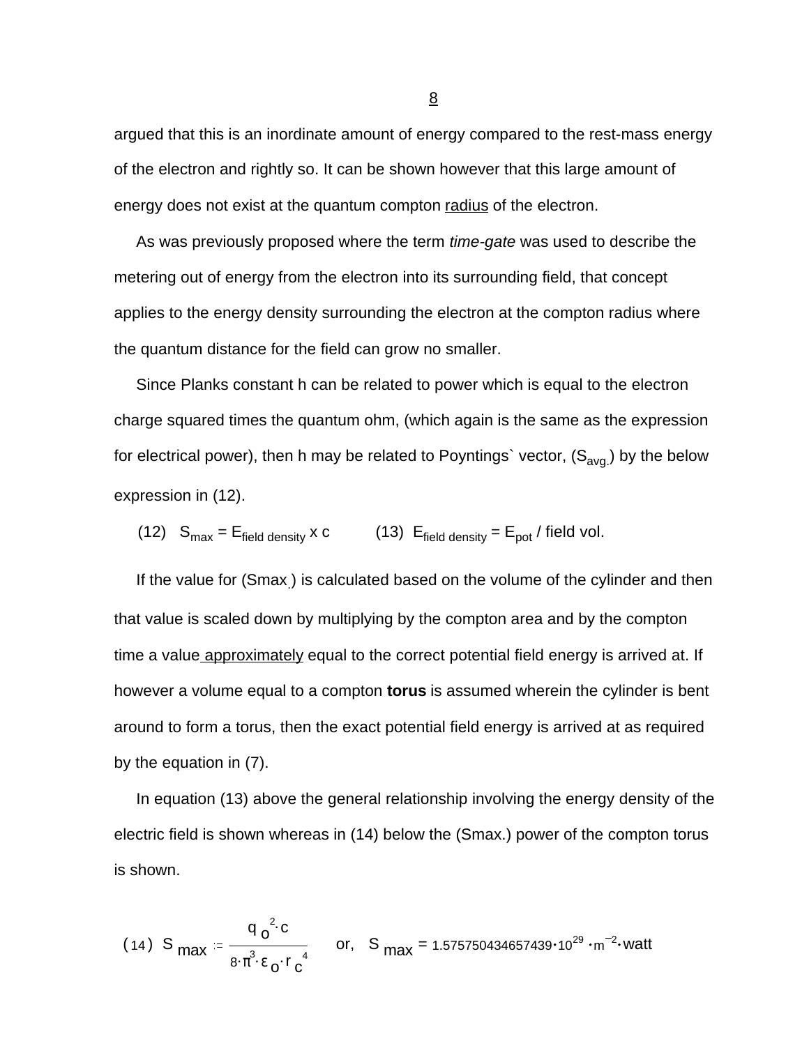argued that this is an inordinate amount of energy compared to the rest-mass energy of the electron and rightly so. It can be shown however that this large amount of energy does not exist at the quantum compton radius of the electron.

As was previously proposed where the term *time-gate* was used to describe the metering out of energy from the electron into its surrounding field, that concept applies to the energy density surrounding the electron at the compton radius where the quantum distance for the field can grow no smaller.

Since Planks constant h can be related to power which is equal to the electron charge squared times the quantum ohm, (which again is the same as the expression for electrical power), then h may be related to Poyntings` vector, ($S_{avg.}$) by the below expression in (12).

(12) $S_{max} = E_{field\ density} \times c$  (13) $E_{field\ density} = E_{pot}$ / field vol.

If the value for ($S_{max}$) is calculated based on the volume of the cylinder and then that value is scaled down by multiplying by the compton area and by the compton time a value approximately equal to the correct potential field energy is arrived at. If however a volume equal to a compton **torus** is assumed wherein the cylinder is bent around to form a torus, then the exact potential field energy is arrived at as required by the equation in (7).

In equation (13) above the general relationship involving the energy density of the electric field is shown whereas in (14) below the ($S_{max.}$) power of the compton torus is shown.

$$(14) \quad S_{max} := \frac{q_o^{\,2} \cdot c}{8 \cdot \pi^3 \cdot \varepsilon_o \cdot r_c^{\,4}} \quad \text{or,} \quad S_{max} = 1.575750434657439 \cdot 10^{29} \cdot m^{-2} \cdot watt$$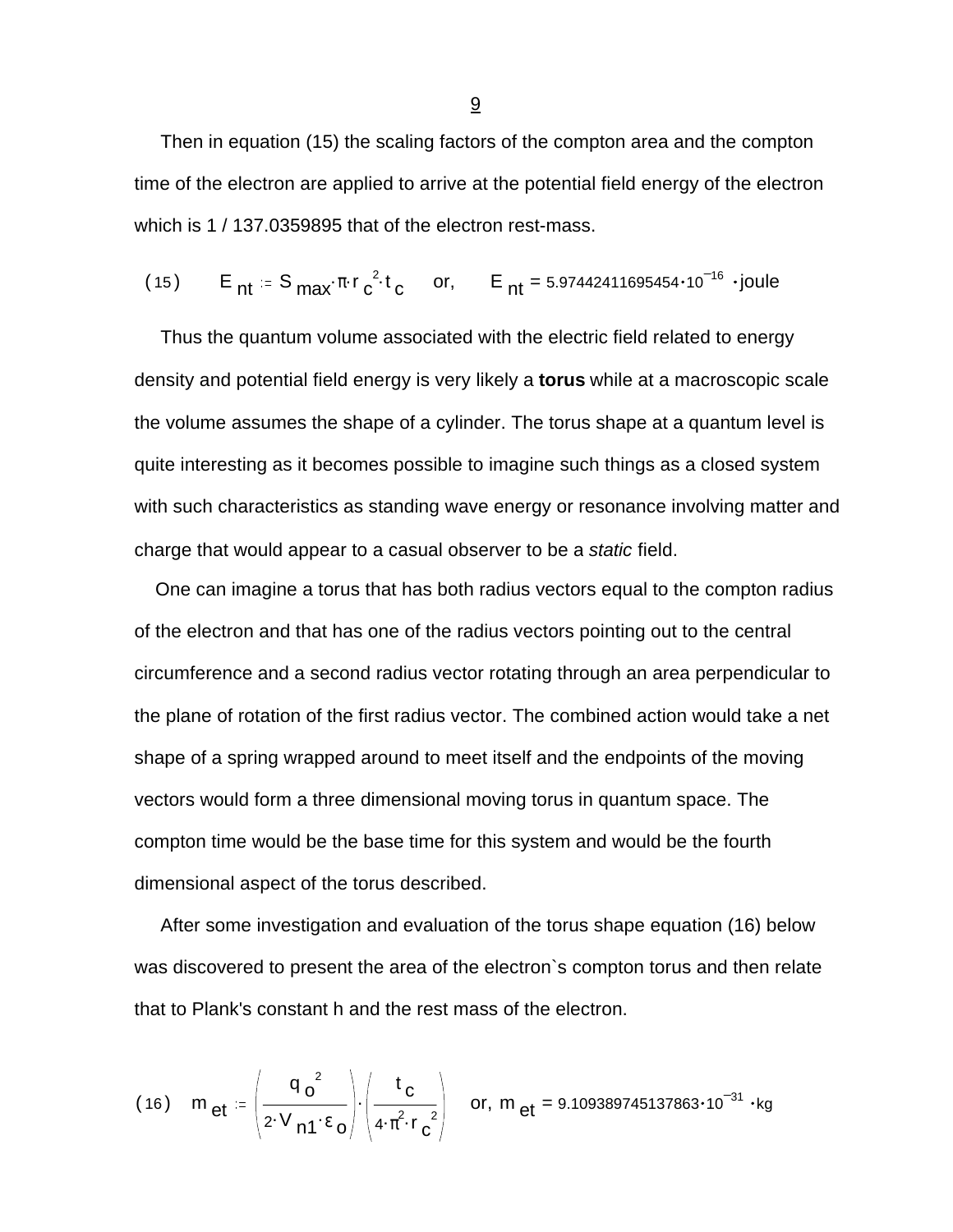Then in equation (15) the scaling factors of the compton area and the compton time of the electron are applied to arrive at the potential field energy of the electron which is 1 / 137.0359895 that of the electron rest-mass.

$$(15) \qquad E_{nt} := S_{max} \cdot \pi \cdot r_c^{2} \cdot t_c \qquad \text{or,} \qquad E_{nt} = 5.97442411695454 \cdot 10^{-16} \cdot \text{joule}$$

Thus the quantum volume associated with the electric field related to energy density and potential field energy is very likely a **torus** while at a macroscopic scale the volume assumes the shape of a cylinder. The torus shape at a quantum level is quite interesting as it becomes possible to imagine such things as a closed system with such characteristics as standing wave energy or resonance involving matter and charge that would appear to a casual observer to be a *static* field.

One can imagine a torus that has both radius vectors equal to the compton radius of the electron and that has one of the radius vectors pointing out to the central circumference and a second radius vector rotating through an area perpendicular to the plane of rotation of the first radius vector. The combined action would take a net shape of a spring wrapped around to meet itself and the endpoints of the moving vectors would form a three dimensional moving torus in quantum space. The compton time would be the base time for this system and would be the fourth dimensional aspect of the torus described.

After some investigation and evaluation of the torus shape equation (16) below was discovered to present the area of the electron`s compton torus and then relate that to Plank's constant h and the rest mass of the electron.

$$(16) \qquad m_{et} := \left( \frac{q_o^{2}}{2 \cdot V_{n1} \cdot \varepsilon_o} \right) \cdot \left( \frac{t_c}{4 \cdot \pi^{2} \cdot r_c^{2}} \right) \qquad \text{or,} \quad m_{et} = 9.109389745137863 \cdot 10^{-31} \cdot \text{kg}$$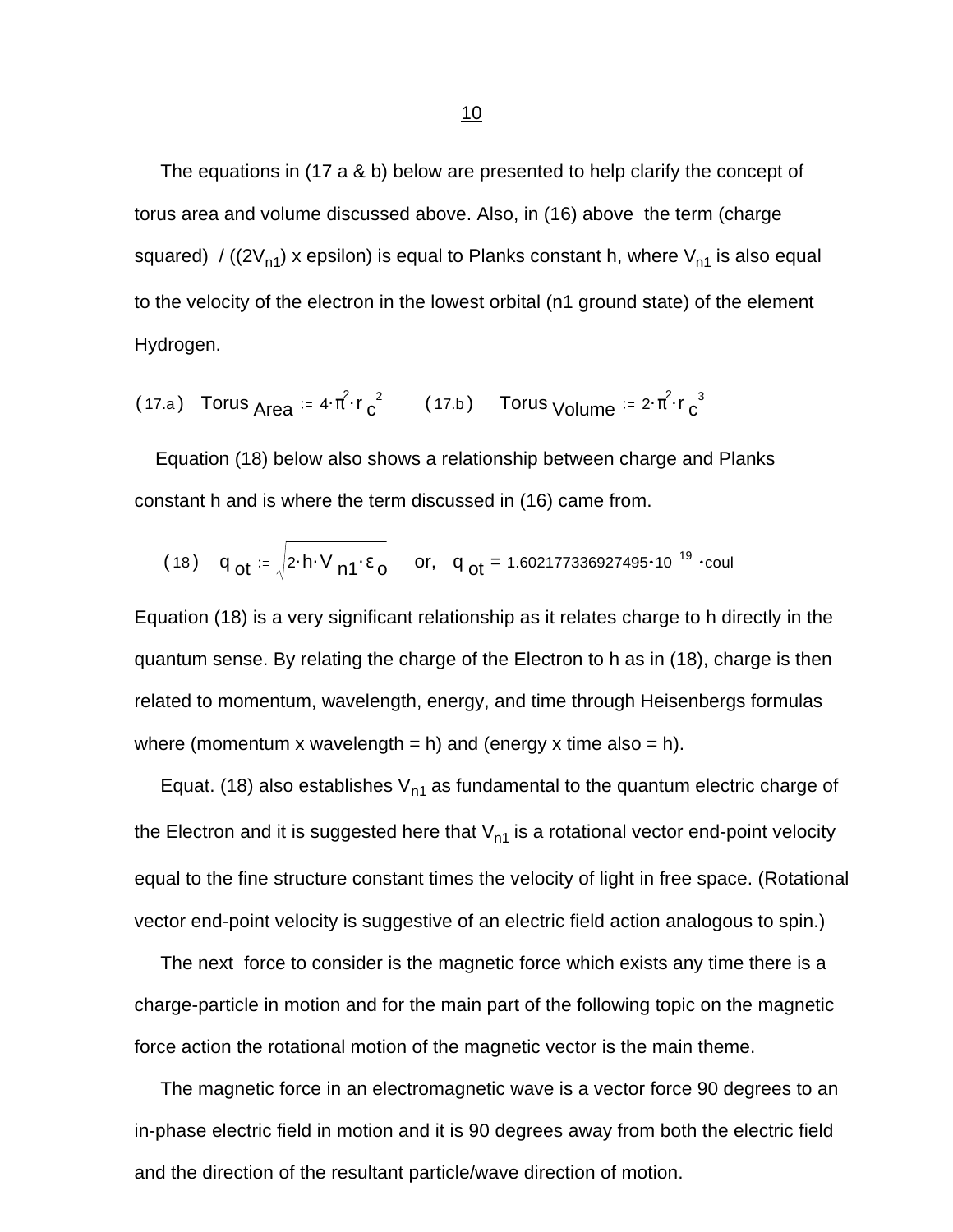The equations in (17 a & b) below are presented to help clarify the concept of torus area and volume discussed above. Also, in (16) above the term (charge squared) / ((2$V_{n1}$) x epsilon) is equal to Planks constant h, where $V_{n1}$ is also equal to the velocity of the electron in the lowest orbital (n1 ground state) of the element Hydrogen.

$$(17.a) \quad Torus_{Area} := 4 \cdot \pi^2 \cdot r_c^{\,2} \qquad (17.b) \quad Torus_{Volume} := 2 \cdot \pi^2 \cdot r_c^{\,3}$$

Equation (18) below also shows a relationship between charge and Planks constant h and is where the term discussed in (16) came from.

$$(18) \quad q_{ot} := \sqrt{2 \cdot h \cdot V_{n1} \cdot \varepsilon_o} \quad \text{or,} \quad q_{ot} = 1.602177336927495 \cdot 10^{-19} \cdot \text{coul}$$

Equation (18) is a very significant relationship as it relates charge to h directly in the quantum sense. By relating the charge of the Electron to h as in (18), charge is then related to momentum, wavelength, energy, and time through Heisenbergs formulas where (momentum x wavelength = h) and (energy x time also = h).

Equat. (18) also establishes $V_{n1}$ as fundamental to the quantum electric charge of the Electron and it is suggested here that $V_{n1}$ is a rotational vector end-point velocity equal to the fine structure constant times the velocity of light in free space. (Rotational vector end-point velocity is suggestive of an electric field action analogous to spin.)

The next force to consider is the magnetic force which exists any time there is a charge-particle in motion and for the main part of the following topic on the magnetic force action the rotational motion of the magnetic vector is the main theme.

The magnetic force in an electromagnetic wave is a vector force 90 degrees to an in-phase electric field in motion and it is 90 degrees away from both the electric field and the direction of the resultant particle/wave direction of motion.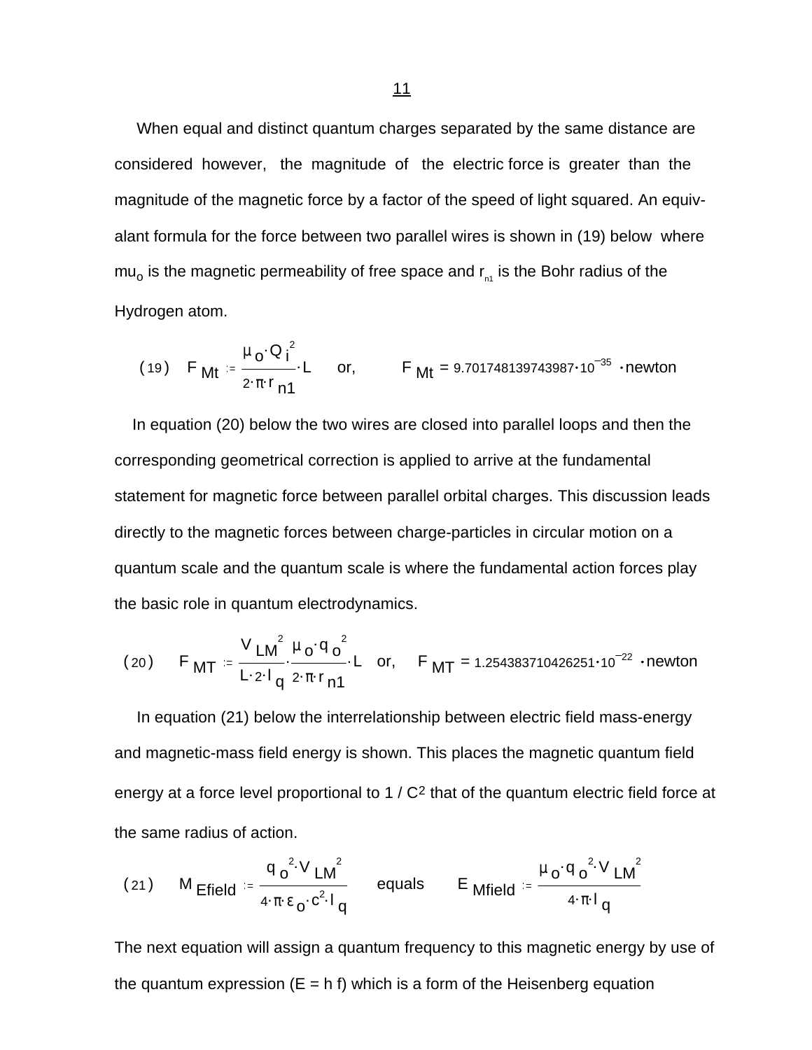When equal and distinct quantum charges separated by the same distance are considered however, the magnitude of the electric force is greater than the magnitude of the magnetic force by a factor of the speed of light squared. An equivalant formula for the force between two parallel wires is shown in (19) below where mu$_o$ is the magnetic permeability of free space and $r_{n1}$ is the Bohr radius of the Hydrogen atom.

$$(19) \quad F_{Mt} := \frac{\mu_o \cdot Q_i^{\,2}}{2 \cdot \pi \cdot r_{n1}} \cdot L \qquad \text{or,} \qquad F_{Mt} = 9.701748139743987 \cdot 10^{-35} \cdot \text{newton}$$

In equation (20) below the two wires are closed into parallel loops and then the corresponding geometrical correction is applied to arrive at the fundamental statement for magnetic force between parallel orbital charges. This discussion leads directly to the magnetic forces between charge-particles in circular motion on a quantum scale and the quantum scale is where the fundamental action forces play the basic role in quantum electrodynamics.

$$(20) \quad F_{MT} := \frac{V_{LM}^{\,2}}{L \cdot 2 \cdot l_q} \cdot \frac{\mu_o \cdot q_o^{\,2}}{2 \cdot \pi \cdot r_{n1}} \cdot L \quad \text{or,} \quad F_{MT} = 1.254383710426251 \cdot 10^{-22} \cdot \text{newton}$$

In equation (21) below the interrelationship between electric field mass-energy and magnetic-mass field energy is shown. This places the magnetic quantum field energy at a force level proportional to 1 / $C^2$ that of the quantum electric field force at the same radius of action.

$$(21) \quad M_{Efield} := \frac{q_o^{\,2} \cdot V_{LM}^{\,2}}{4 \cdot \pi \cdot \varepsilon_o \cdot c^2 \cdot l_q} \qquad \text{equals} \qquad E_{Mfield} := \frac{\mu_o \cdot q_o^{\,2} \cdot V_{LM}^{\,2}}{4 \cdot \pi \cdot l_q}$$

The next equation will assign a quantum frequency to this magnetic energy by use of the quantum expression (E = h f) which is a form of the Heisenberg equation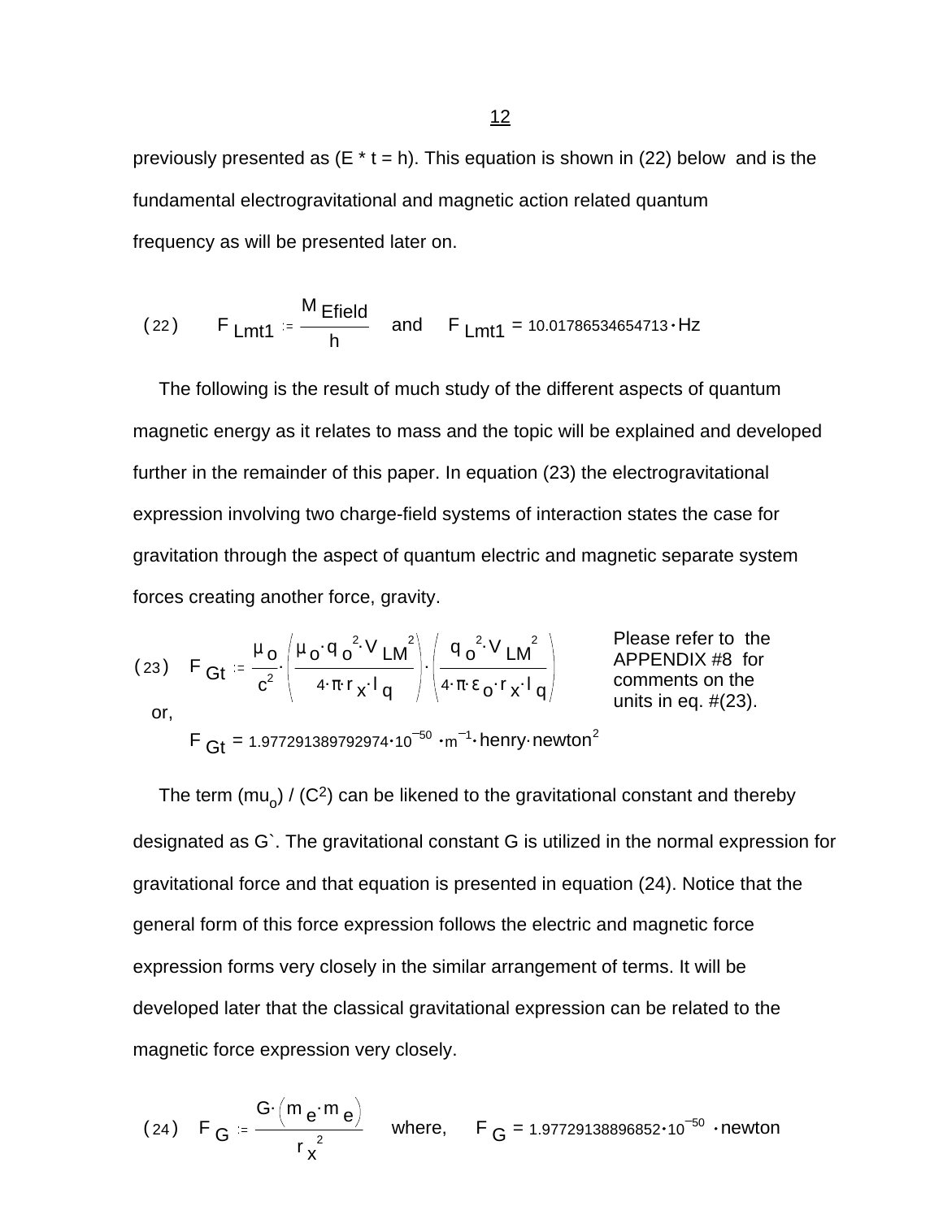previously presented as (E * t = h). This equation is shown in (22) below and is the fundamental electrogravitational and magnetic action related quantum frequency as will be presented later on.

$$(22) \quad F_{Lmt1} := \frac{M_{Efield}}{h} \quad \text{and} \quad F_{Lmt1} = 10.01786534654713 \cdot Hz$$

The following is the result of much study of the different aspects of quantum magnetic energy as it relates to mass and the topic will be explained and developed further in the remainder of this paper. In equation (23) the electrogravitational expression involving two charge-field systems of interaction states the case for gravitation through the aspect of quantum electric and magnetic separate system forces creating another force, gravity.

$$(23) \quad F_{Gt} := \frac{\mu_o}{c^2} \cdot \left( \frac{\mu_o \cdot q_o^{\,2} \cdot V_{LM}^{\,2}}{4 \cdot \pi \cdot r_x \cdot l_q} \right) \cdot \left( \frac{q_o^{\,2} \cdot V_{LM}^{\,2}}{4 \cdot \pi \cdot \varepsilon_o \cdot r_x \cdot l_q} \right)$$

Please refer to the APPENDIX #8 for comments on the units in eq. #(23).

or,

$$F_{Gt} = 1.977291389792974 \cdot 10^{-50} \cdot m^{-1} \cdot henry \cdot newton^2$$

The term ($mu_o$) / ($C^2$) can be likened to the gravitational constant and thereby designated as G`. The gravitational constant G is utilized in the normal expression for gravitational force and that equation is presented in equation (24). Notice that the general form of this force expression follows the electric and magnetic force expression forms very closely in the similar arrangement of terms. It will be developed later that the classical gravitational expression can be related to the magnetic force expression very closely.

$$(24) \quad F_G := \frac{G \cdot \left( m_e \cdot m_e \right)}{r_x^{\,2}} \quad \text{where,} \quad F_G = 1.97729138896852 \cdot 10^{-50} \cdot newton$$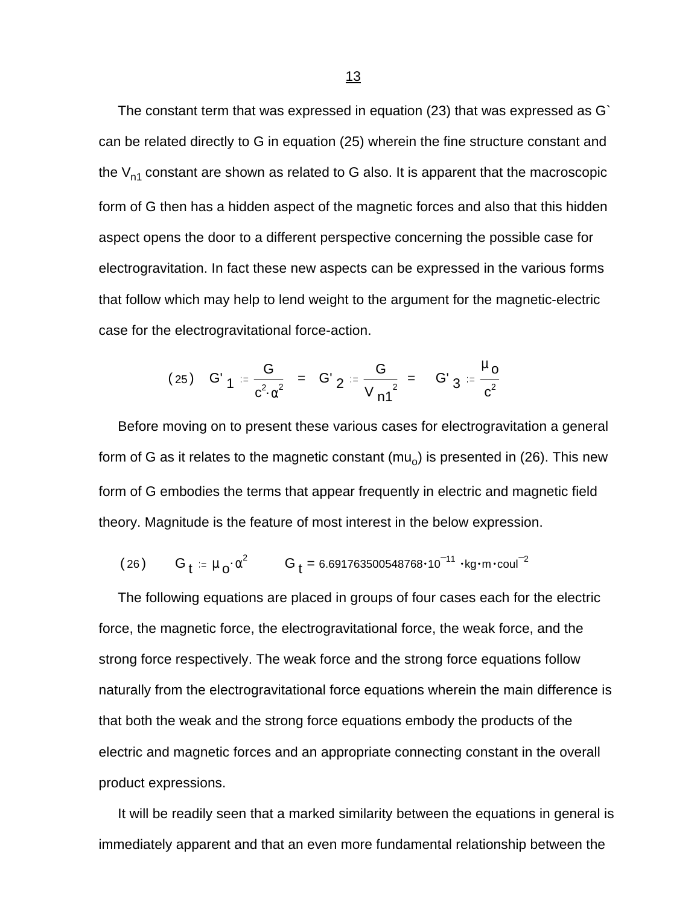The constant term that was expressed in equation (23) that was expressed as G` can be related directly to G in equation (25) wherein the fine structure constant and the $V_{n1}$ constant are shown as related to G also. It is apparent that the macroscopic form of G then has a hidden aspect of the magnetic forces and also that this hidden aspect opens the door to a different perspective concerning the possible case for electrogravitation. In fact these new aspects can be expressed in the various forms that follow which may help to lend weight to the argument for the magnetic-electric case for the electrogravitational force-action.

$$(25) \quad G'_1 := \frac{G}{c^2 \cdot \alpha^2} \;=\; G'_2 := \frac{G}{V_{n1}^{\;2}} \;=\; G'_3 := \frac{\mu_o}{c^2}$$

Before moving on to present these various cases for electrogravitation a general form of G as it relates to the magnetic constant ($mu_o$) is presented in (26). This new form of G embodies the terms that appear frequently in electric and magnetic field theory. Magnitude is the feature of most interest in the below expression.

$$(26) \qquad G_t := \mu_o \cdot \alpha^2 \qquad G_t = 6.691763500548768 \cdot 10^{-11} \cdot kg \cdot m \cdot coul^{-2}$$

The following equations are placed in groups of four cases each for the electric force, the magnetic force, the electrogravitational force, the weak force, and the strong force respectively. The weak force and the strong force equations follow naturally from the electrogravitational force equations wherein the main difference is that both the weak and the strong force equations embody the products of the electric and magnetic forces and an appropriate connecting constant in the overall product expressions.

It will be readily seen that a marked similarity between the equations in general is immediately apparent and that an even more fundamental relationship between the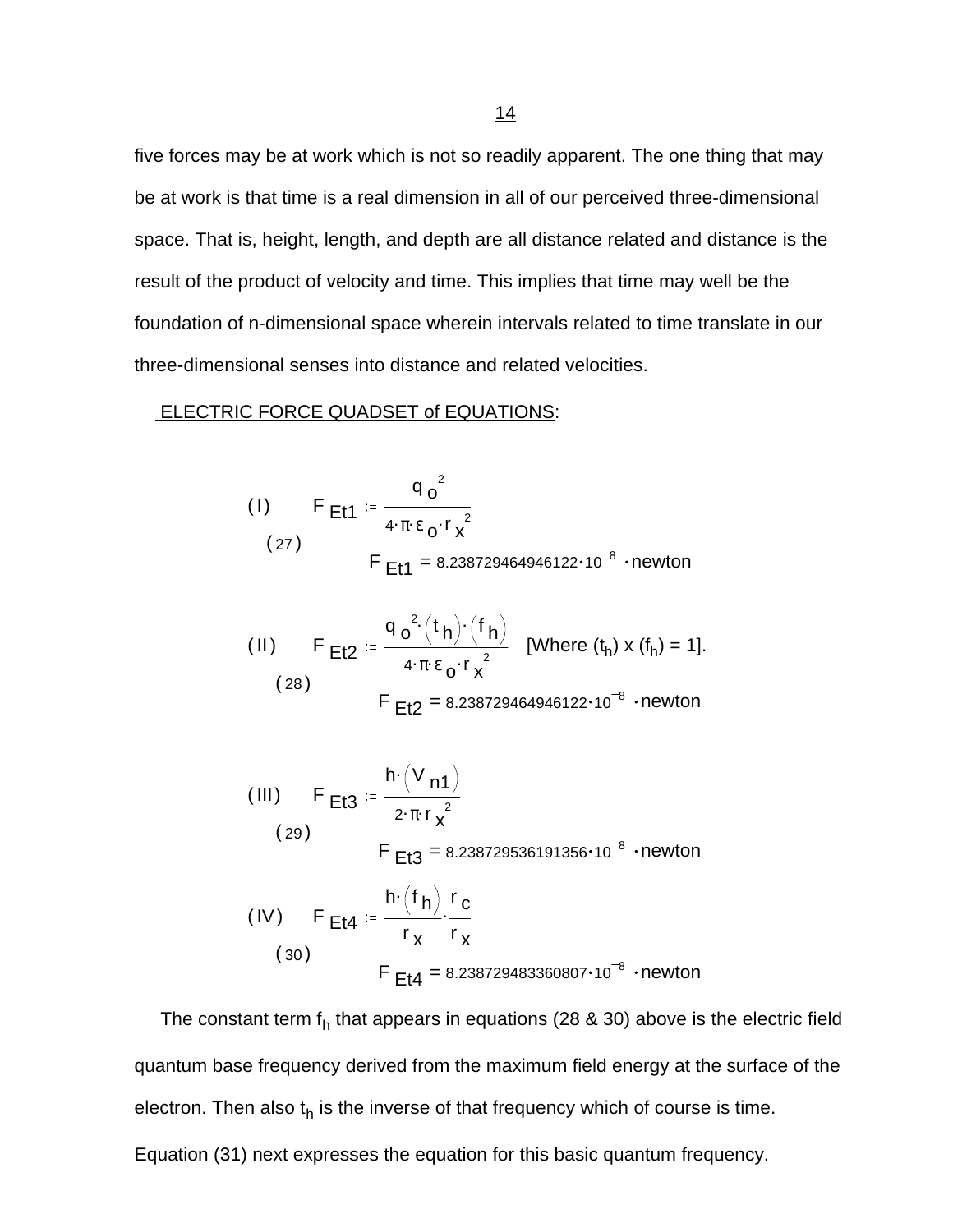five forces may be at work which is not so readily apparent. The one thing that may be at work is that time is a real dimension in all of our perceived three-dimensional space. That is, height, length, and depth are all distance related and distance is the result of the product of velocity and time. This implies that time may well be the foundation of n-dimensional space wherein intervals related to time translate in our three-dimensional senses into distance and related velocities.

<u>ELECTRIC FORCE QUADSET of EQUATIONS</u>:

(I) (27)

$$F_{Et1} := \frac{q_o^2}{4 \cdot \pi \cdot \varepsilon_o \cdot r_x^2}$$

$$F_{Et1} = 8.238729464946122 \cdot 10^{-8} \cdot \text{newton}$$

(II) (28)

$$F_{Et2} := \frac{q_o^2 \cdot (t_h) \cdot (f_h)}{4 \cdot \pi \cdot \varepsilon_o \cdot r_x^2} \quad \text{[Where } (t_h) \times (f_h) = 1\text{].}$$

$$F_{Et2} = 8.238729464946122 \cdot 10^{-8} \cdot \text{newton}$$

(III) (29)

$$F_{Et3} := \frac{h \cdot (V_{n1})}{2 \cdot \pi \cdot r_x^2}$$

$$F_{Et3} = 8.238729536191356 \cdot 10^{-8} \cdot \text{newton}$$

(IV) (30)

$$F_{Et4} := \frac{h \cdot (f_h)}{r_x} \cdot \frac{r_c}{r_x}$$

$$F_{Et4} = 8.238729483360807 \cdot 10^{-8} \cdot \text{newton}$$

The constant term $f_h$ that appears in equations (28 & 30) above is the electric field quantum base frequency derived from the maximum field energy at the surface of the electron. Then also $t_h$ is the inverse of that frequency which of course is time. Equation (31) next expresses the equation for this basic quantum frequency.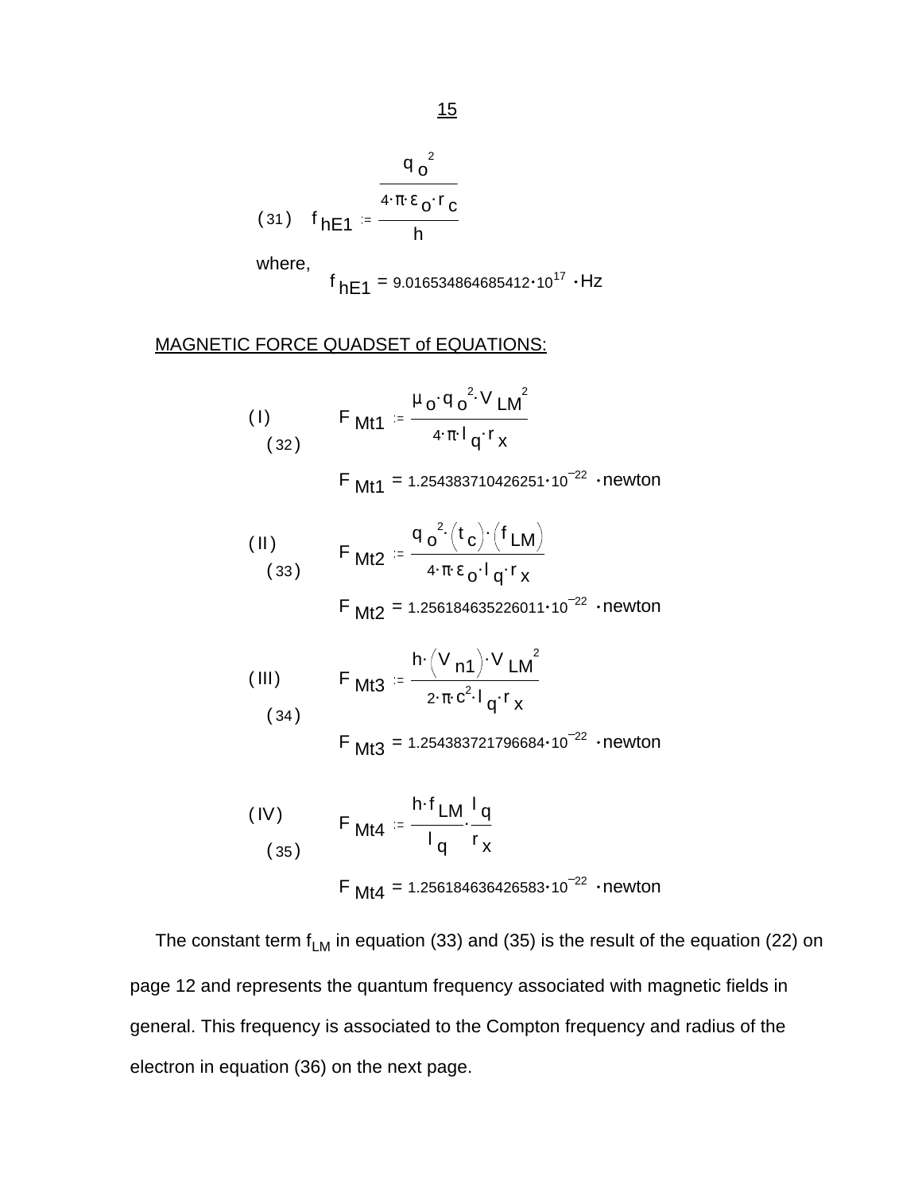$$(31) \quad f_{hE1} := \frac{\dfrac{q_o^2}{4\cdot\pi\cdot\varepsilon_o\cdot r_c}}{h}$$

where,

$$f_{hE1} = 9.016534864685412\cdot 10^{17}\cdot \text{Hz}$$

MAGNETIC FORCE QUADSET of EQUATIONS:

(I) (32)

$$F_{Mt1} := \frac{\mu_o\cdot q_o^2\cdot V_{LM}^2}{4\cdot\pi\cdot l_q\cdot r_x}$$

$$F_{Mt1} = 1.254383710426251\cdot 10^{-22}\cdot \text{newton}$$

(II) (33)

$$F_{Mt2} := \frac{q_o^2\cdot\left(t_c\right)\cdot\left(f_{LM}\right)}{4\cdot\pi\cdot\varepsilon_o\cdot l_q\cdot r_x}$$

$$F_{Mt2} = 1.256184635226011\cdot 10^{-22}\cdot \text{newton}$$

(III) (34)

$$F_{Mt3} := \frac{h\cdot\left(V_{n1}\right)\cdot V_{LM}^2}{2\cdot\pi\cdot c^2\cdot l_q\cdot r_x}$$

$$F_{Mt3} = 1.254383721796684\cdot 10^{-22}\cdot \text{newton}$$

(IV) (35)

$$F_{Mt4} := \frac{h\cdot f_{LM}}{l_q}\cdot\frac{l_q}{r_x}$$

$$F_{Mt4} = 1.256184636426583\cdot 10^{-22}\cdot \text{newton}$$

The constant term $f_{LM}$ in equation (33) and (35) is the result of the equation (22) on page 12 and represents the quantum frequency associated with magnetic fields in general. This frequency is associated to the Compton frequency and radius of the electron in equation (36) on the next page.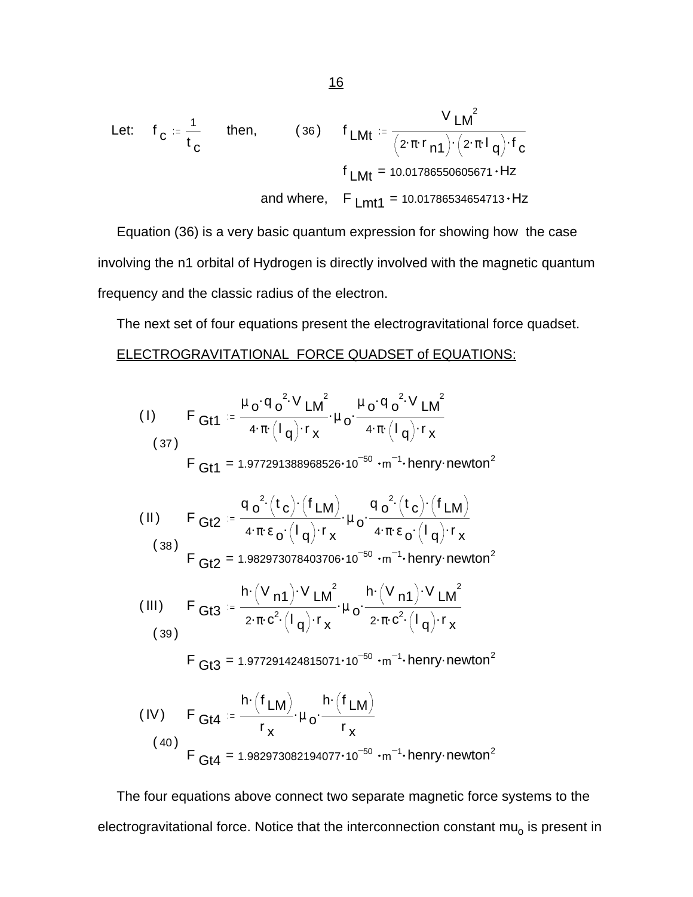Let: $f_c := \frac{1}{t_c}$ then, (36) $f_{LMt} := \frac{V_{LM}^2}{(2 \cdot \pi \cdot r_{n1}) \cdot (2 \cdot \pi \cdot l_q) \cdot f_c}$

$$f_{LMt} = 10.01786550605671 \cdot \text{Hz}$$

and where, $F_{Lmt1} = 10.01786534654713 \cdot \text{Hz}$

Equation (36) is a very basic quantum expression for showing how the case involving the n1 orbital of Hydrogen is directly involved with the magnetic quantum frequency and the classic radius of the electron.

The next set of four equations present the electrogravitational force quadset.

ELECTROGRAVITATIONAL FORCE QUADSET of EQUATIONS:

(I) (37)

$$F_{Gt1} := \frac{\mu_o \cdot q_o^2 \cdot V_{LM}^2}{4 \cdot \pi \cdot (l_q) \cdot r_x} \cdot \mu_o \cdot \frac{\mu_o \cdot q_o^2 \cdot V_{LM}^2}{4 \cdot \pi \cdot (l_q) \cdot r_x}$$

$$F_{Gt1} = 1.977291388968526 \cdot 10^{-50} \cdot m^{-1} \cdot \text{henry} \cdot \text{newton}^2$$

(II) (38)

$$F_{Gt2} := \frac{q_o^2 \cdot (t_c) \cdot (f_{LM})}{4 \cdot \pi \cdot \varepsilon_o \cdot (l_q) \cdot r_x} \cdot \mu_o \cdot \frac{q_o^2 \cdot (t_c) \cdot (f_{LM})}{4 \cdot \pi \cdot \varepsilon_o \cdot (l_q) \cdot r_x}$$

$$F_{Gt2} = 1.982973078403706 \cdot 10^{-50} \cdot m^{-1} \cdot \text{henry} \cdot \text{newton}^2$$

(III) (39)

$$F_{Gt3} := \frac{h \cdot (V_{n1}) \cdot V_{LM}^2}{2 \cdot \pi \cdot c^2 \cdot (l_q) \cdot r_x} \cdot \mu_o \cdot \frac{h \cdot (V_{n1}) \cdot V_{LM}^2}{2 \cdot \pi \cdot c^2 \cdot (l_q) \cdot r_x}$$

$$F_{Gt3} = 1.977291424815071 \cdot 10^{-50} \cdot m^{-1} \cdot \text{henry} \cdot \text{newton}^2$$

(IV) (40)

$$F_{Gt4} := \frac{h \cdot (f_{LM})}{r_x} \cdot \mu_o \cdot \frac{h \cdot (f_{LM})}{r_x}$$

$$F_{Gt4} = 1.982973082194077 \cdot 10^{-50} \cdot m^{-1} \cdot \text{henry} \cdot \text{newton}^2$$

The four equations above connect two separate magnetic force systems to the electrogravitational force. Notice that the interconnection constant $\text{mu}_o$ is present in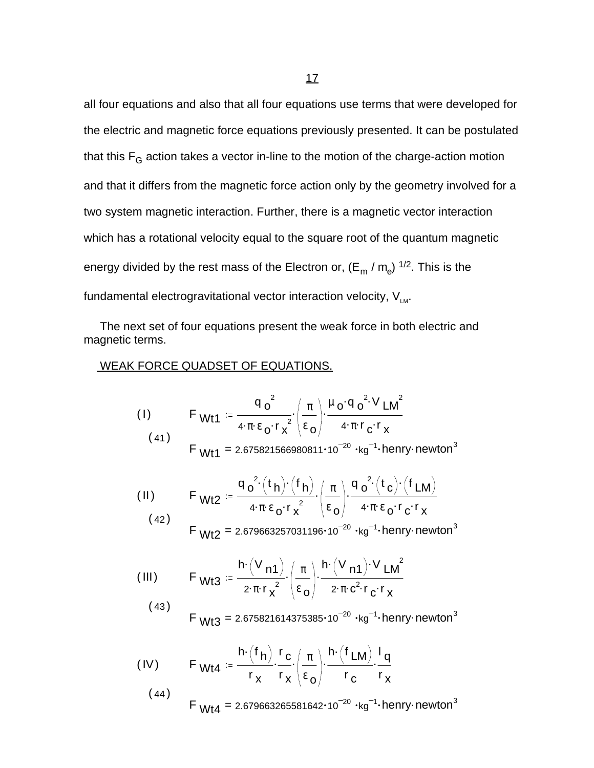all four equations and also that all four equations use terms that were developed for the electric and magnetic force equations previously presented. It can be postulated that this $F_G$ action takes a vector in-line to the motion of the charge-action motion and that it differs from the magnetic force action only by the geometry involved for a two system magnetic interaction. Further, there is a magnetic vector interaction which has a rotational velocity equal to the square root of the quantum magnetic energy divided by the rest mass of the Electron or, $(E_m / m_e)^{1/2}$. This is the fundamental electrogravitational vector interaction velocity, $V_{LM}$.

The next set of four equations present the weak force in both electric and magnetic terms.

WEAK FORCE QUADSET OF EQUATIONS.

(I)

$$F_{Wt1} := \frac{q_o^{\,2}}{4\cdot\pi\cdot\varepsilon_o\cdot r_x^{\,2}}\cdot\left(\frac{\pi}{\varepsilon_o}\right)\cdot\frac{\mu_o\cdot q_o^{\,2}\cdot V_{LM}^{\,2}}{4\cdot\pi\cdot r_c\cdot r_x}$$

(41)

$$F_{Wt1} = 2.675821566980811\cdot10^{-20}\cdot kg^{-1}\cdot henry\cdot newton^3$$

(II)

$$F_{Wt2} := \frac{q_o^{\,2}\cdot(t_h)\cdot(f_h)}{4\cdot\pi\cdot\varepsilon_o\cdot r_x^{\,2}}\cdot\left(\frac{\pi}{\varepsilon_o}\right)\cdot\frac{q_o^{\,2}\cdot(t_c)\cdot(f_{LM})}{4\cdot\pi\cdot\varepsilon_o\cdot r_c\cdot r_x}$$

(42)

$$F_{Wt2} = 2.679663257031196\cdot10^{-20}\cdot kg^{-1}\cdot henry\cdot newton^3$$

(III)

$$F_{Wt3} := \frac{h\cdot(V_{n1})}{2\cdot\pi\cdot r_x^{\,2}}\cdot\left(\frac{\pi}{\varepsilon_o}\right)\cdot\frac{h\cdot(V_{n1})\cdot V_{LM}^{\,2}}{2\cdot\pi\cdot c^2\cdot r_c\cdot r_x}$$

(43)

$$F_{Wt3} = 2.675821614375385\cdot10^{-20}\cdot kg^{-1}\cdot henry\cdot newton^3$$

(IV)

$$F_{Wt4} := \frac{h\cdot(f_h)}{r_x}\cdot\frac{r_c}{r_x}\cdot\left(\frac{\pi}{\varepsilon_o}\right)\cdot\frac{h\cdot(f_{LM})}{r_c}\cdot\frac{l_q}{r_x}$$

(44)

$$F_{Wt4} = 2.679663265581642\cdot10^{-20}\cdot kg^{-1}\cdot henry\cdot newton^3$$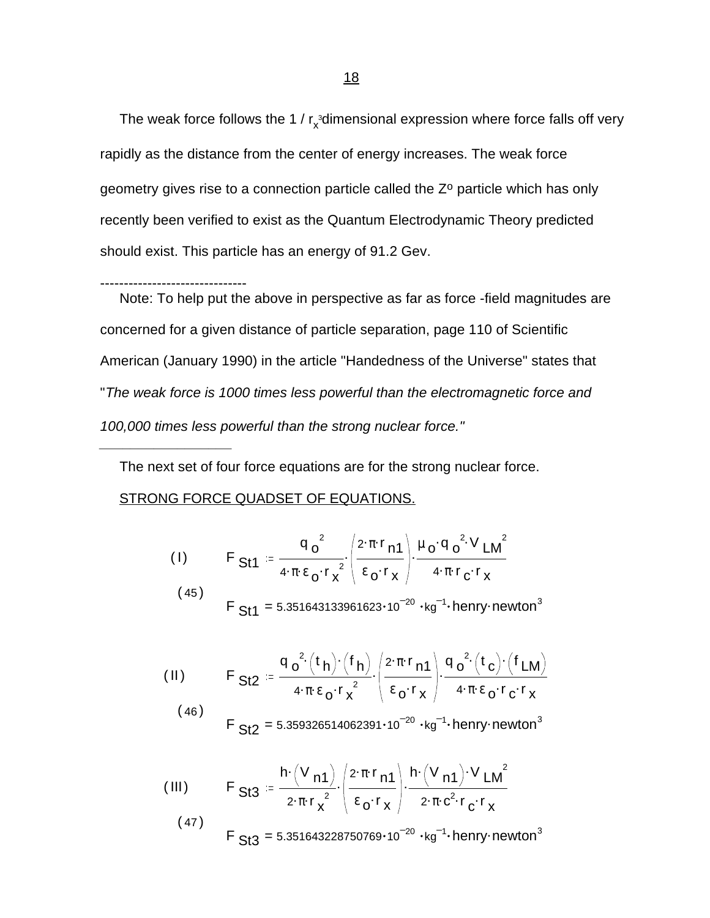The weak force follows the 1 / $r_x^3$ dimensional expression where force falls off very rapidly as the distance from the center of energy increases. The weak force geometry gives rise to a connection particle called the Zº particle which has only recently been verified to exist as the Quantum Electrodynamic Theory predicted should exist. This particle has an energy of 91.2 Gev.

-------------------------------

Note: To help put the above in perspective as far as force -field magnitudes are concerned for a given distance of particle separation, page 110 of Scientific American (January 1990) in the article "Handedness of the Universe" states that "*The weak force is 1000 times less powerful than the electromagnetic force and 100,000 times less powerful than the strong nuclear force."*

---

The next set of four force equations are for the strong nuclear force.

STRONG FORCE QUADSET OF EQUATIONS.

(I)

$$F_{St1} := \frac{q_o^2}{4\cdot\pi\cdot\varepsilon_o\cdot r_x^2}\cdot\left(\frac{2\cdot\pi\cdot r_{n1}}{\varepsilon_o\cdot r_x}\right)\cdot\frac{\mu_o\cdot q_o^2\cdot V_{LM}^2}{4\cdot\pi\cdot r_c\cdot r_x}$$

(45)

$$F_{St1} = 5.351643133961623\cdot10^{-20}\cdot\mathrm{kg}^{-1}\cdot\mathrm{henry}\cdot\mathrm{newton}^3$$

(II)

$$F_{St2} := \frac{q_o^2\cdot(t_h)\cdot(f_h)}{4\cdot\pi\cdot\varepsilon_o\cdot r_x^2}\cdot\left(\frac{2\cdot\pi\cdot r_{n1}}{\varepsilon_o\cdot r_x}\right)\cdot\frac{q_o^2\cdot(t_c)\cdot(f_{LM})}{4\cdot\pi\cdot\varepsilon_o\cdot r_c\cdot r_x}$$

(46)

$$F_{St2} = 5.359326514062391\cdot10^{-20}\cdot\mathrm{kg}^{-1}\cdot\mathrm{henry}\cdot\mathrm{newton}^3$$

(III)

$$F_{St3} := \frac{h\cdot(V_{n1})}{2\cdot\pi\cdot r_x^2}\cdot\left(\frac{2\cdot\pi\cdot r_{n1}}{\varepsilon_o\cdot r_x}\right)\cdot\frac{h\cdot(V_{n1})\cdot V_{LM}^2}{2\cdot\pi\cdot c^2\cdot r_c\cdot r_x}$$

(47)

$$F_{St3} = 5.351643228750769\cdot10^{-20}\cdot\mathrm{kg}^{-1}\cdot\mathrm{henry}\cdot\mathrm{newton}^3$$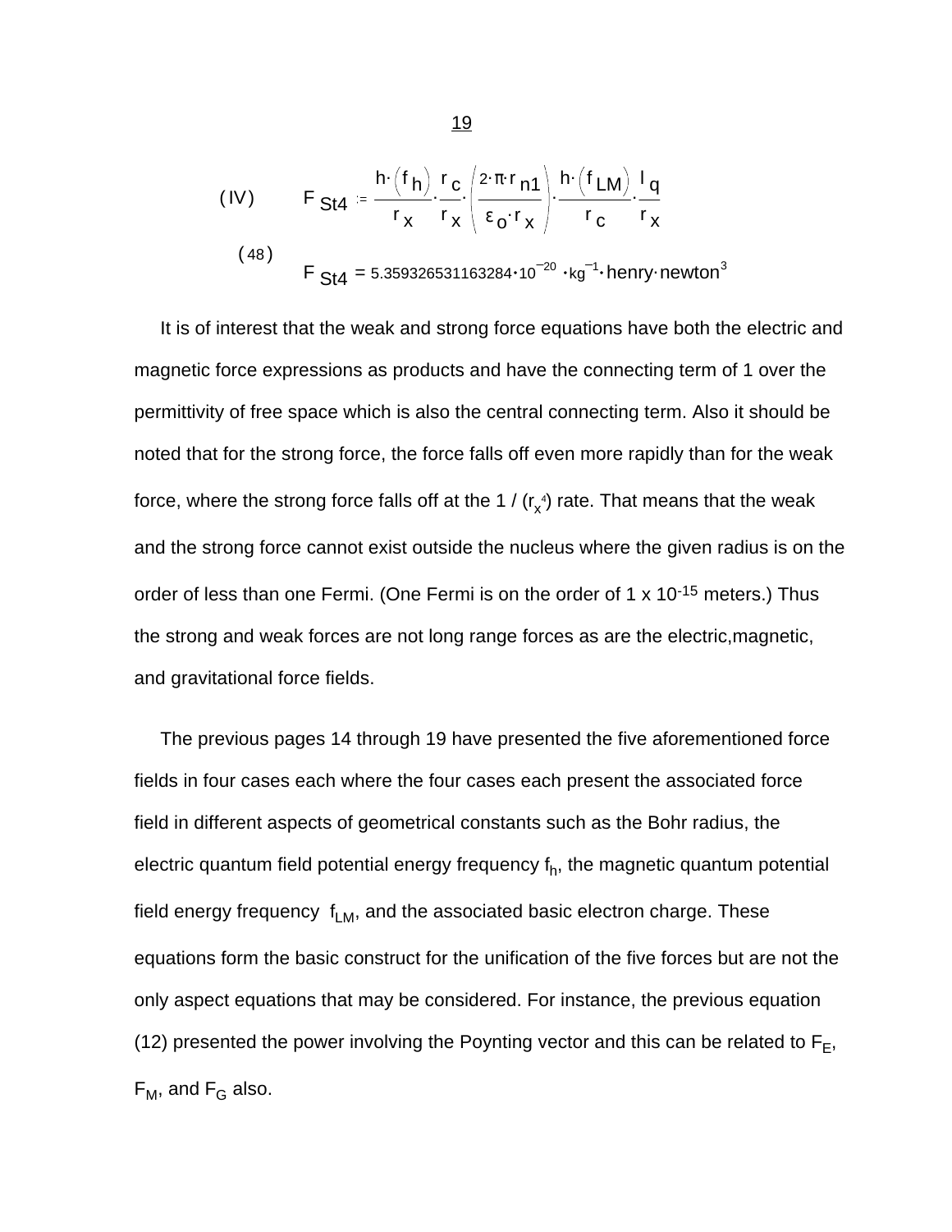$$(IV) \qquad F_{St4} := \frac{h\cdot(f_h)}{r_x}\cdot\frac{r_c}{r_x}\cdot\left(\frac{2\cdot\pi\cdot r_{n1}}{\varepsilon_o\cdot r_x}\right)\cdot\frac{h\cdot(f_{LM})}{r_c}\cdot\frac{l_q}{r_x}$$

$$(48) \qquad F_{St4} = 5.359326531163284\cdot10^{-20}\cdot kg^{-1}\cdot henry\cdot newton^3$$

It is of interest that the weak and strong force equations have both the electric and magnetic force expressions as products and have the connecting term of 1 over the permittivity of free space which is also the central connecting term. Also it should be noted that for the strong force, the force falls off even more rapidly than for the weak force, where the strong force falls off at the 1 / ($r_x{}^4$) rate. That means that the weak and the strong force cannot exist outside the nucleus where the given radius is on the order of less than one Fermi. (One Fermi is on the order of 1 x $10^{-15}$ meters.) Thus the strong and weak forces are not long range forces as are the electric,magnetic, and gravitational force fields.

The previous pages 14 through 19 have presented the five aforementioned force fields in four cases each where the four cases each present the associated force field in different aspects of geometrical constants such as the Bohr radius, the electric quantum field potential energy frequency $f_h$, the magnetic quantum potential field energy frequency $f_{LM}$, and the associated basic electron charge. These equations form the basic construct for the unification of the five forces but are not the only aspect equations that may be considered. For instance, the previous equation (12) presented the power involving the Poynting vector and this can be related to $F_E$, $F_M$, and $F_G$ also.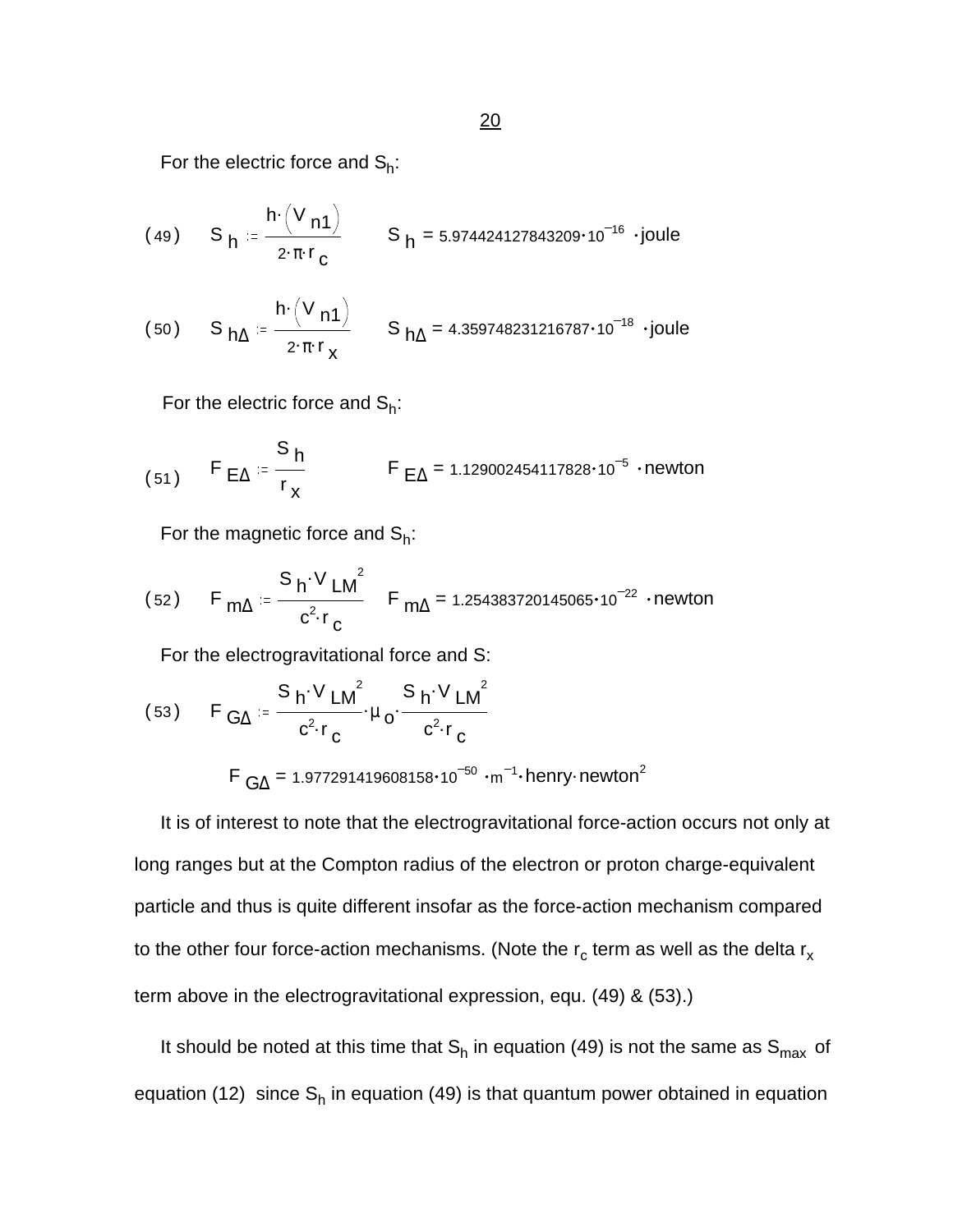For the electric force and $S_h$:

$$(49) \qquad S_h := \frac{h \cdot \left(V_{n1}\right)}{2 \cdot \pi \cdot r_c} \qquad S_h = 5.974424127843209 \cdot 10^{-16} \cdot \text{joule}$$

$$(50) \qquad S_{h\Delta} := \frac{h \cdot \left(V_{n1}\right)}{2 \cdot \pi \cdot r_x} \qquad S_{h\Delta} = 4.359748231216787 \cdot 10^{-18} \cdot \text{joule}$$

For the electric force and $S_h$:

$$(51) \qquad F_{E\Delta} := \frac{S_h}{r_x} \qquad F_{E\Delta} = 1.129002454117828 \cdot 10^{-5} \cdot \text{newton}$$

For the magnetic force and $S_h$:

$$(52) \qquad F_{m\Delta} := \frac{S_h \cdot V_{LM}^{\,2}}{c^2 \cdot r_c} \qquad F_{m\Delta} = 1.254383720145065 \cdot 10^{-22} \cdot \text{newton}$$

For the electrogravitational force and S:

$$(53) \qquad F_{G\Delta} := \frac{S_h \cdot V_{LM}^{\,2}}{c^2 \cdot r_c} \cdot \mu_o \cdot \frac{S_h \cdot V_{LM}^{\,2}}{c^2 \cdot r_c}$$

$$F_{G\Delta} = 1.977291419608158 \cdot 10^{-50} \cdot \text{m}^{-1} \cdot \text{henry} \cdot \text{newton}^2$$

It is of interest to note that the electrogravitational force-action occurs not only at long ranges but at the Compton radius of the electron or proton charge-equivalent particle and thus is quite different insofar as the force-action mechanism compared to the other four force-action mechanisms. (Note the $r_c$ term as well as the delta $r_x$ term above in the electrogravitational expression, equ. (49) & (53).)

It should be noted at this time that $S_h$ in equation (49) is not the same as $S_{max}$ of equation (12) since $S_h$ in equation (49) is that quantum power obtained in equation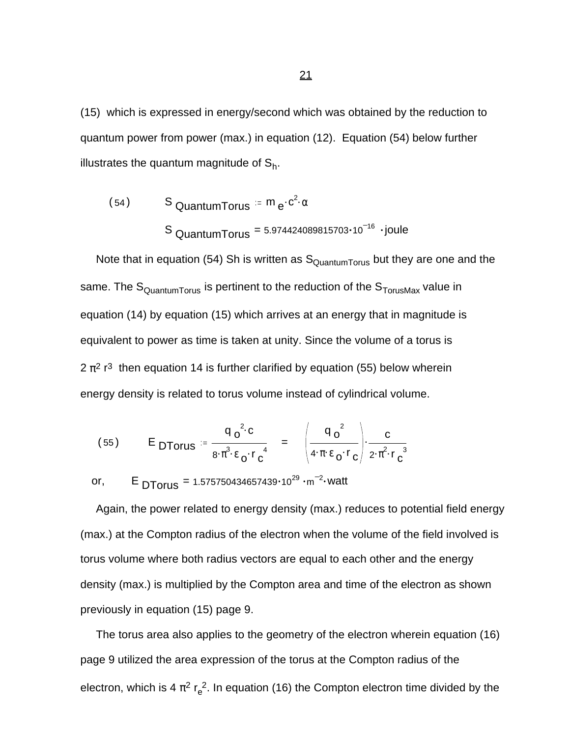(15) which is expressed in energy/second which was obtained by the reduction to quantum power from power (max.) in equation (12). Equation (54) below further illustrates the quantum magnitude of $S_h$.

$$(54) \qquad S_{QuantumTorus} := m_e \cdot c^2 \cdot \alpha$$

$$S_{QuantumTorus} = 5.974424089815703 \cdot 10^{-16} \cdot \text{joule}$$

Note that in equation (54) Sh is written as $S_{QuantumTorus}$ but they are one and the same. The $S_{QuantumTorus}$ is pertinent to the reduction of the $S_{TorusMax}$ value in equation (14) by equation (15) which arrives at an energy that in magnitude is equivalent to power as time is taken at unity. Since the volume of a torus is $2\,\pi^2\,r^3$ then equation 14 is further clarified by equation (55) below wherein energy density is related to torus volume instead of cylindrical volume.

$$(55) \qquad E_{DTorus} := \frac{q_o^2 \cdot c}{8 \cdot \pi^3 \cdot \varepsilon_o \cdot r_c^4} \quad = \quad \left( \frac{q_o^2}{4 \cdot \pi \cdot \varepsilon_o \cdot r_c} \right) \cdot \frac{c}{2 \cdot \pi^2 \cdot r_c^3}$$

or, $\qquad E_{DTorus} = 1.575750434657439 \cdot 10^{29} \cdot m^{-2} \cdot \text{watt}$

Again, the power related to energy density (max.) reduces to potential field energy (max.) at the Compton radius of the electron when the volume of the field involved is torus volume where both radius vectors are equal to each other and the energy density (max.) is multiplied by the Compton area and time of the electron as shown previously in equation (15) page 9.

The torus area also applies to the geometry of the electron wherein equation (16) page 9 utilized the area expression of the torus at the Compton radius of the electron, which is $4\,\pi^2\,r_e^2$. In equation (16) the Compton electron time divided by the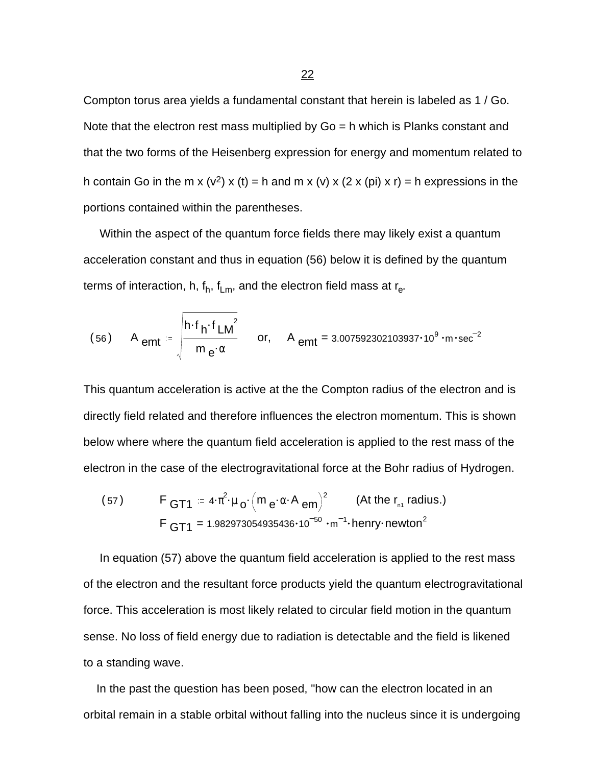Compton torus area yields a fundamental constant that herein is labeled as 1 / Go. Note that the electron rest mass multiplied by Go = h which is Planks constant and that the two forms of the Heisenberg expression for energy and momentum related to h contain Go in the m x ($v^2$) x (t) = h and m x (v) x (2 x (pi) x r) = h expressions in the portions contained within the parentheses.

Within the aspect of the quantum force fields there may likely exist a quantum acceleration constant and thus in equation (56) below it is defined by the quantum terms of interaction, h, $f_h$, $f_{Lm}$, and the electron field mass at $r_e$.

$$(56) \qquad A_{emt} := \sqrt{\frac{h \cdot f_h \cdot f_{LM}^{\;2}}{m_e \cdot \alpha}} \qquad \text{or,} \qquad A_{emt} = 3.007592302103937 \cdot 10^{9} \cdot m \cdot sec^{-2}$$

This quantum acceleration is active at the the Compton radius of the electron and is directly field related and therefore influences the electron momentum. This is shown below where where the quantum field acceleration is applied to the rest mass of the electron in the case of the electrogravitational force at the Bohr radius of Hydrogen.

$$(57) \qquad F_{GT1} := 4 \cdot \pi^2 \cdot \mu_o \cdot \left(m_e \cdot \alpha \cdot A_{em}\right)^2 \qquad \text{(At the } r_{n1} \text{ radius.)}$$

$$F_{GT1} = 1.982973054935436 \cdot 10^{-50} \cdot m^{-1} \cdot henry \cdot newton^2$$

In equation (57) above the quantum field acceleration is applied to the rest mass of the electron and the resultant force products yield the quantum electrogravitational force. This acceleration is most likely related to circular field motion in the quantum sense. No loss of field energy due to radiation is detectable and the field is likened to a standing wave.

In the past the question has been posed, "how can the electron located in an orbital remain in a stable orbital without falling into the nucleus since it is undergoing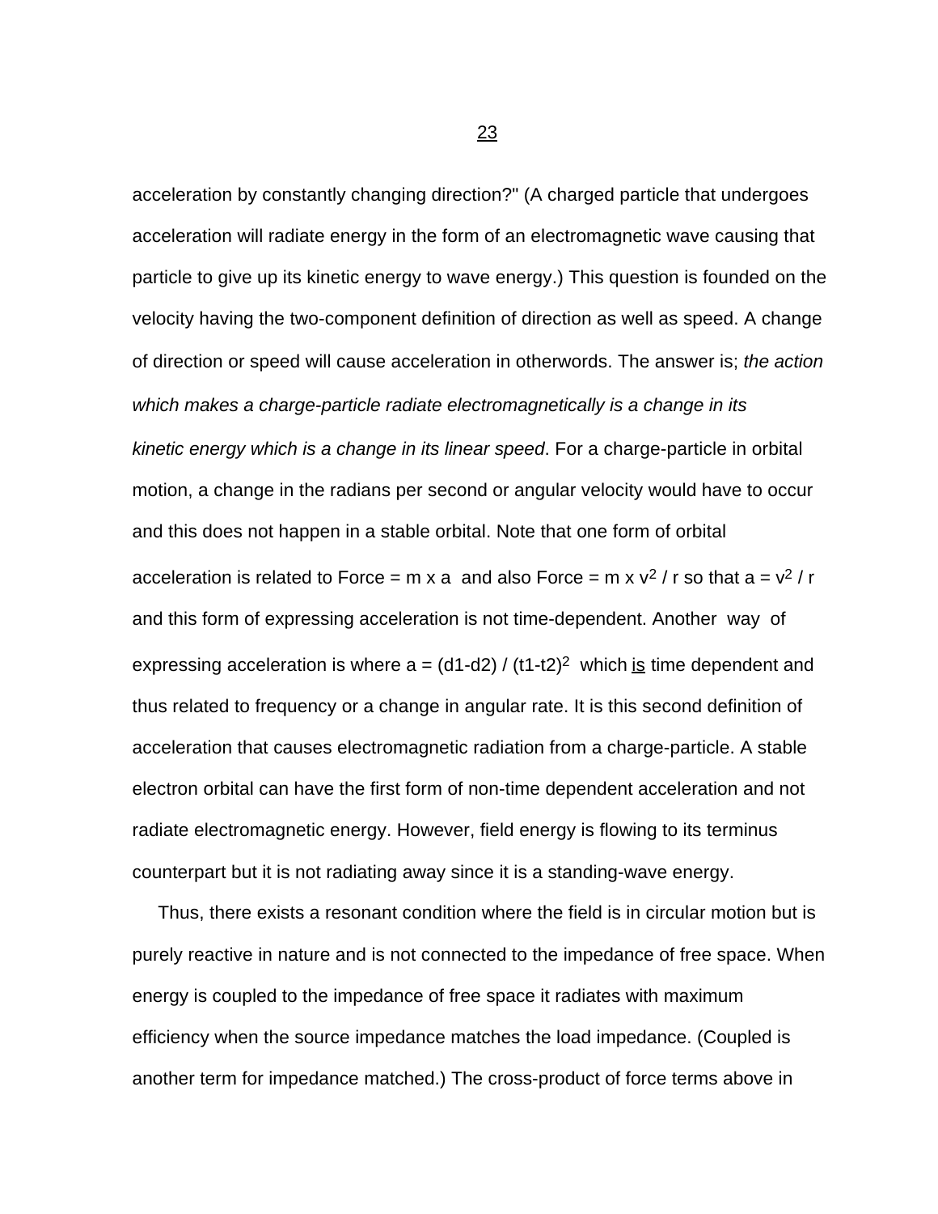acceleration by constantly changing direction?" (A charged particle that undergoes acceleration will radiate energy in the form of an electromagnetic wave causing that particle to give up its kinetic energy to wave energy.) This question is founded on the velocity having the two-component definition of direction as well as speed. A change of direction or speed will cause acceleration in otherwords. The answer is; *the action which makes a charge-particle radiate electromagnetically is a change in its kinetic energy which is a change in its linear speed*. For a charge-particle in orbital motion, a change in the radians per second or angular velocity would have to occur and this does not happen in a stable orbital. Note that one form of orbital acceleration is related to Force = m x a and also Force = m x $v^2$ / r so that a = $v^2$ / r and this form of expressing acceleration is not time-dependent. Another way of expressing acceleration is where a = (d1-d2) / $(t1-t2)^2$ which <u>is</u> time dependent and thus related to frequency or a change in angular rate. It is this second definition of acceleration that causes electromagnetic radiation from a charge-particle. A stable electron orbital can have the first form of non-time dependent acceleration and not radiate electromagnetic energy. However, field energy is flowing to its terminus counterpart but it is not radiating away since it is a standing-wave energy.

Thus, there exists a resonant condition where the field is in circular motion but is purely reactive in nature and is not connected to the impedance of free space. When energy is coupled to the impedance of free space it radiates with maximum efficiency when the source impedance matches the load impedance. (Coupled is another term for impedance matched.) The cross-product of force terms above in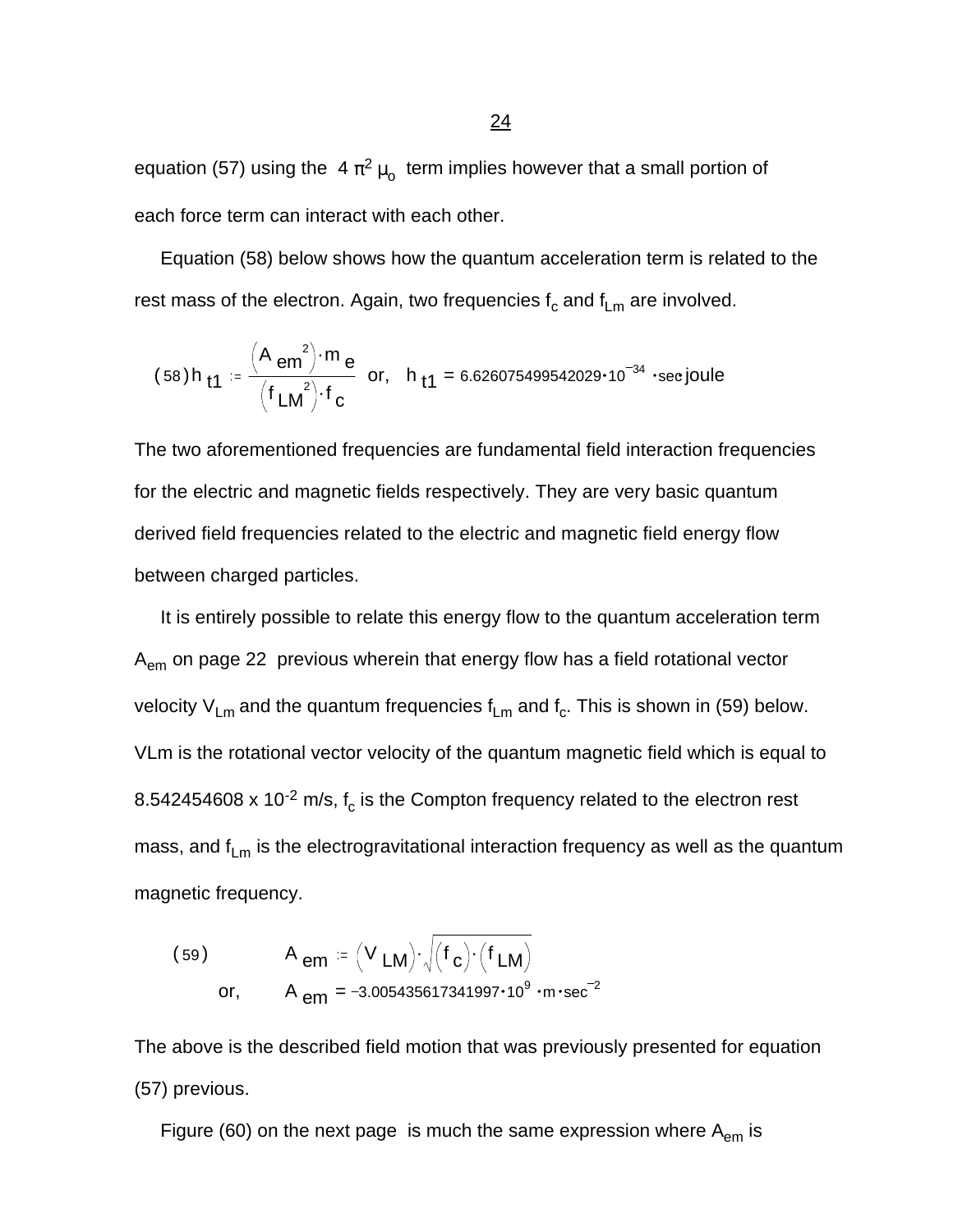equation (57) using the $4\pi^2\mu_o$ term implies however that a small portion of each force term can interact with each other.

Equation (58) below shows how the quantum acceleration term is related to the rest mass of the electron. Again, two frequencies $f_c$ and $f_{Lm}$ are involved.

$$(58)\quad h_{t1} := \frac{\left(A_{em}{}^2\right)\cdot m_e}{\left(f_{LM}{}^2\right)\cdot f_c} \quad \text{or,} \quad h_{t1} = 6.626075499542029\cdot 10^{-34}\cdot \text{sec}\cdot \text{joule}$$

The two aforementioned frequencies are fundamental field interaction frequencies for the electric and magnetic fields respectively. They are very basic quantum derived field frequencies related to the electric and magnetic field energy flow between charged particles.

It is entirely possible to relate this energy flow to the quantum acceleration term $A_{em}$ on page 22 previous wherein that energy flow has a field rotational vector velocity $V_{Lm}$ and the quantum frequencies $f_{Lm}$ and $f_c$. This is shown in (59) below. VLm is the rotational vector velocity of the quantum magnetic field which is equal to $8.542454608 \times 10^{-2}$ m/s, $f_c$ is the Compton frequency related to the electron rest mass, and $f_{Lm}$ is the electrogravitational interaction frequency as well as the quantum magnetic frequency.

$$(59)\quad A_{em} := \left(V_{LM}\right)\cdot\sqrt{\left(f_c\right)\cdot\left(f_{LM}\right)}$$

$$\text{or,}\quad A_{em} = -3.005435617341997\cdot 10^{9}\cdot \text{m}\cdot \text{sec}^{-2}$$

The above is the described field motion that was previously presented for equation (57) previous.

Figure (60) on the next page is much the same expression where $A_{em}$ is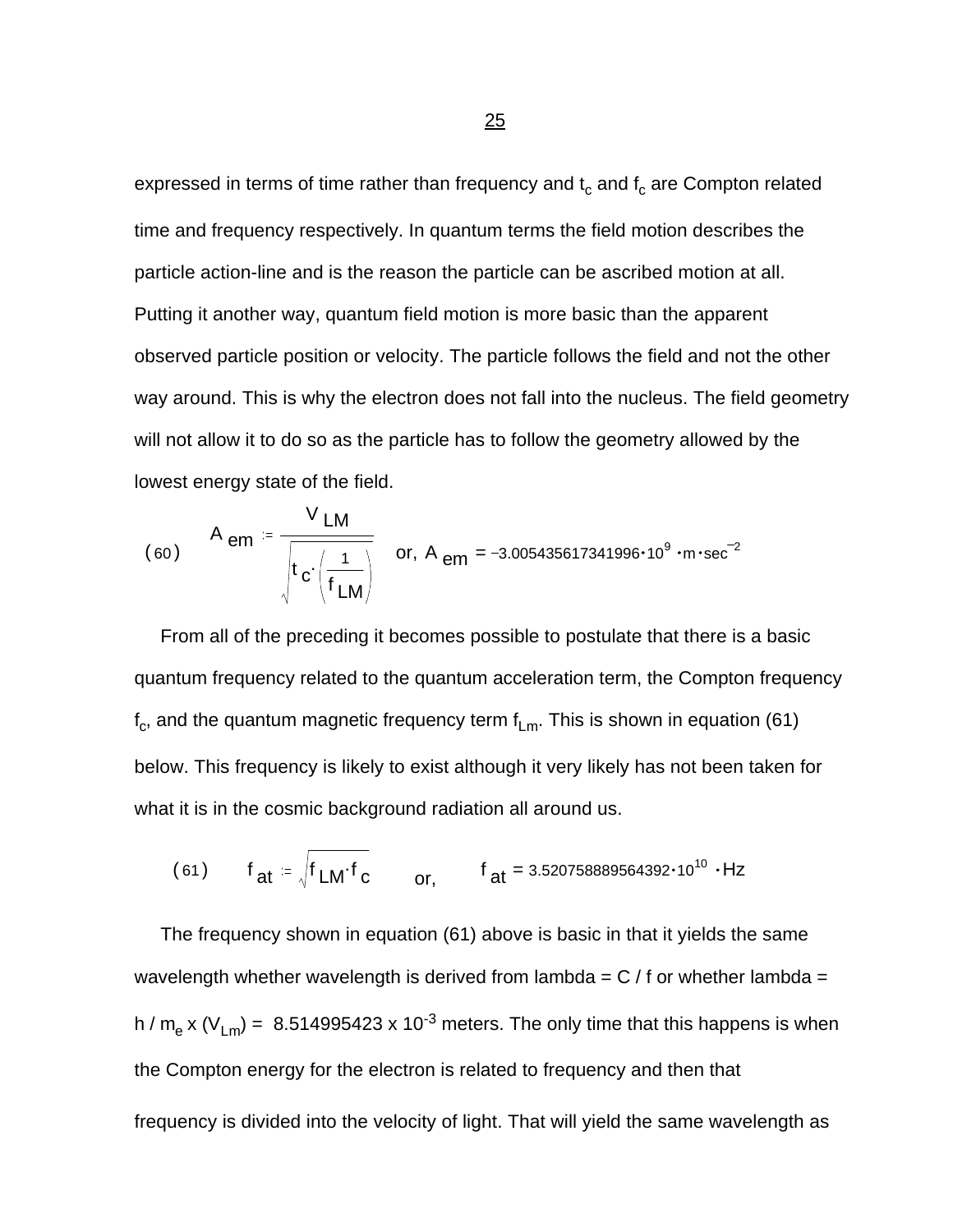expressed in terms of time rather than frequency and $t_c$ and $f_c$ are Compton related time and frequency respectively. In quantum terms the field motion describes the particle action-line and is the reason the particle can be ascribed motion at all. Putting it another way, quantum field motion is more basic than the apparent observed particle position or velocity. The particle follows the field and not the other way around. This is why the electron does not fall into the nucleus. The field geometry will not allow it to do so as the particle has to follow the geometry allowed by the lowest energy state of the field.

$$(60) \qquad A_{em} := \frac{V_{LM}}{\sqrt{t_c \cdot \left(\frac{1}{f_{LM}}\right)}} \quad \text{or,} \quad A_{em} = -3.005435617341996 \cdot 10^{9} \cdot m \cdot sec^{-2}$$

From all of the preceding it becomes possible to postulate that there is a basic quantum frequency related to the quantum acceleration term, the Compton frequency $f_c$, and the quantum magnetic frequency term $f_{Lm}$. This is shown in equation (61) below. This frequency is likely to exist although it very likely has not been taken for what it is in the cosmic background radiation all around us.

$$(61) \qquad f_{at} := \sqrt{f_{LM} \cdot f_c} \qquad \text{or,} \qquad f_{at} = 3.520758889564392 \cdot 10^{10} \cdot Hz$$

The frequency shown in equation (61) above is basic in that it yields the same wavelength whether wavelength is derived from lambda = C / f or whether lambda = h / $m_e$ x ($V_{Lm}$) = 8.514995423 x $10^{-3}$ meters. The only time that this happens is when the Compton energy for the electron is related to frequency and then that frequency is divided into the velocity of light. That will yield the same wavelength as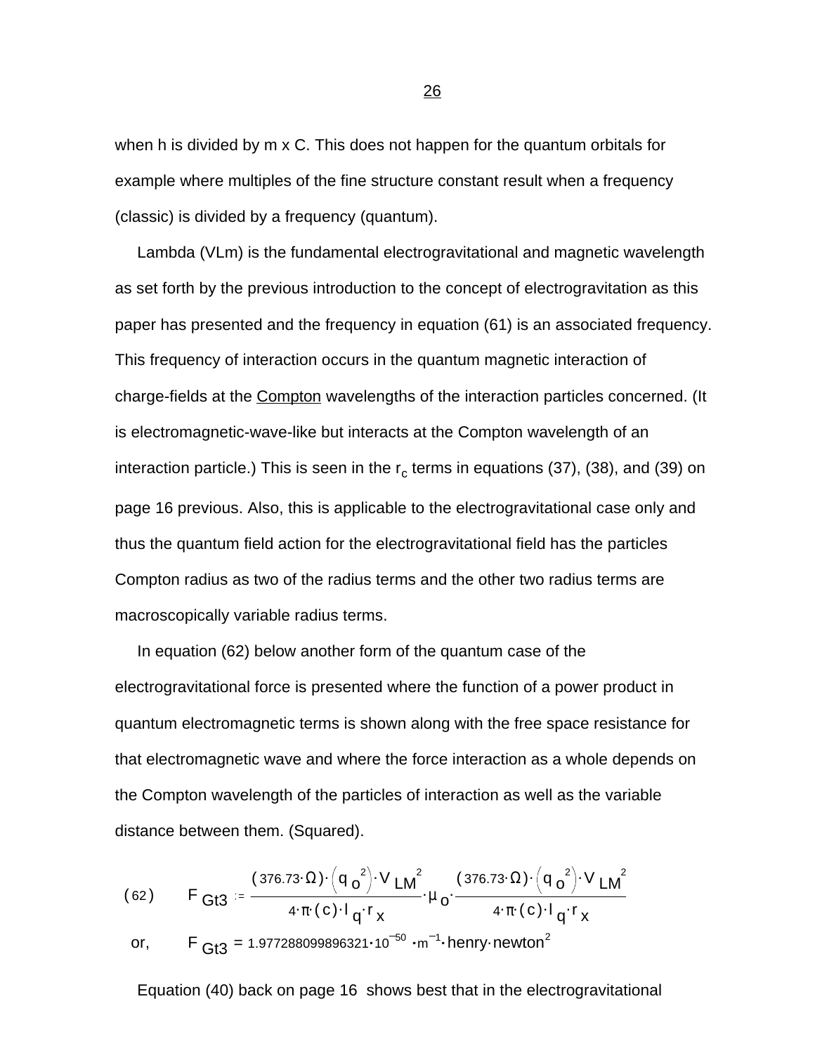when h is divided by m x C. This does not happen for the quantum orbitals for example where multiples of the fine structure constant result when a frequency (classic) is divided by a frequency (quantum).

Lambda (VLm) is the fundamental electrogravitational and magnetic wavelength as set forth by the previous introduction to the concept of electrogravitation as this paper has presented and the frequency in equation (61) is an associated frequency. This frequency of interaction occurs in the quantum magnetic interaction of charge-fields at the <u>Compton</u> wavelengths of the interaction particles concerned. (It is electromagnetic-wave-like but interacts at the Compton wavelength of an interaction particle.) This is seen in the $r_c$ terms in equations (37), (38), and (39) on page 16 previous. Also, this is applicable to the electrogravitational case only and thus the quantum field action for the electrogravitational field has the particles Compton radius as two of the radius terms and the other two radius terms are macroscopically variable radius terms.

In equation (62) below another form of the quantum case of the electrogravitational force is presented where the function of a power product in quantum electromagnetic terms is shown along with the free space resistance for that electromagnetic wave and where the force interaction as a whole depends on the Compton wavelength of the particles of interaction as well as the variable distance between them. (Squared).

$$(62) \qquad F_{Gt3} := \frac{(376.73\cdot\Omega)\cdot\left(q_o^{\,2}\right)\cdot V_{LM}^{\,2}}{4\cdot\pi\cdot(c)\cdot l_q\cdot r_x}\cdot\mu_o\cdot\frac{(376.73\cdot\Omega)\cdot\left(q_o^{\,2}\right)\cdot V_{LM}^{\,2}}{4\cdot\pi\cdot(c)\cdot l_q\cdot r_x}$$

$$\text{or,} \qquad F_{Gt3} = 1.977288099896321\cdot10^{-50}\cdot m^{-1}\cdot henry\cdot newton^2$$

Equation (40) back on page 16 shows best that in the electrogravitational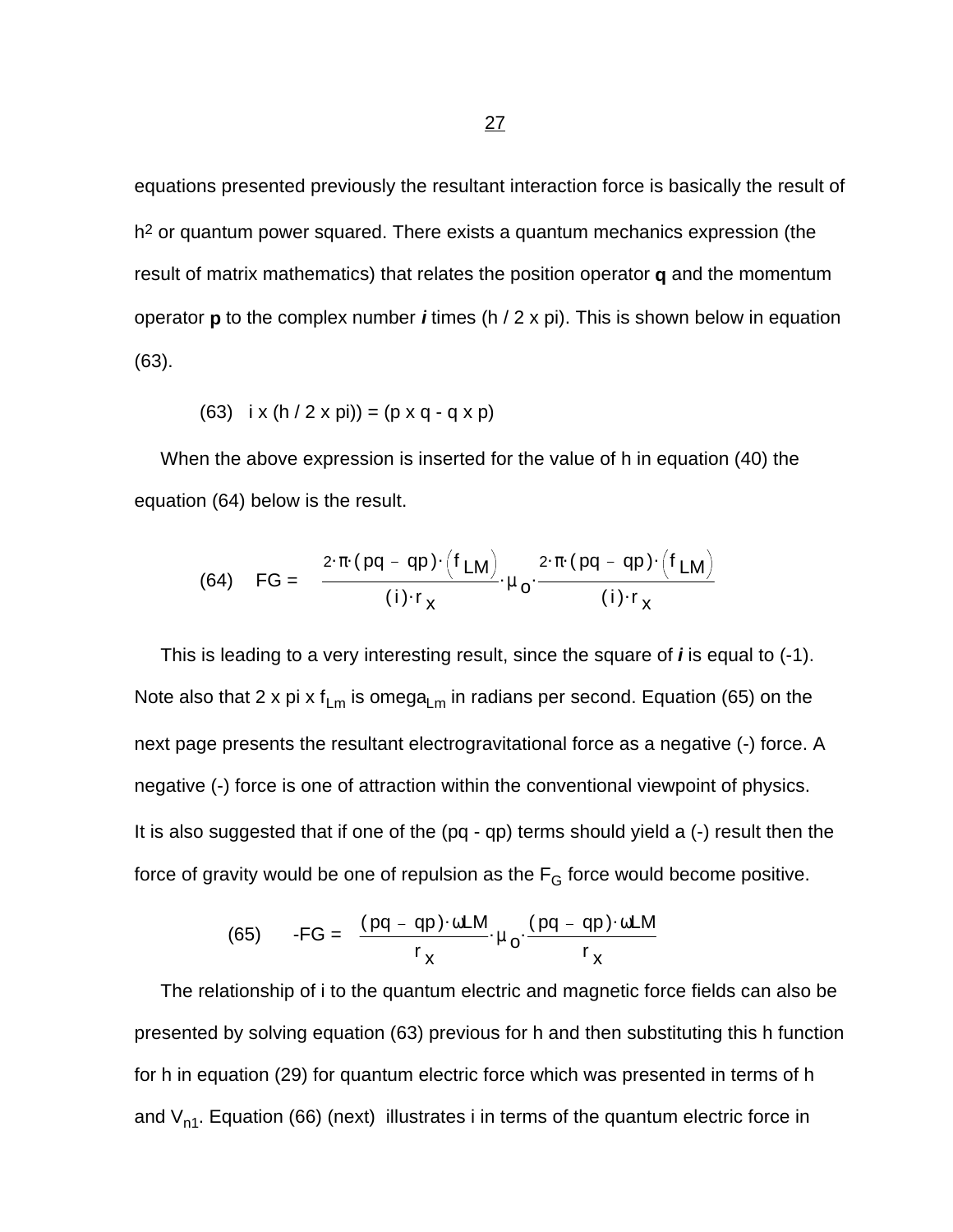equations presented previously the resultant interaction force is basically the result of $h^2$ or quantum power squared. There exists a quantum mechanics expression (the result of matrix mathematics) that relates the position operator **q** and the momentum operator **p** to the complex number ***i*** times (h / 2 x pi). This is shown below in equation (63).

(63) i x (h / 2 x pi)) = (p x q - q x p)

When the above expression is inserted for the value of h in equation (40) the equation (64) below is the result.

$$\text{(64)} \quad FG = \frac{2 \cdot \pi \cdot (pq - qp) \cdot \left(f_{LM}\right)}{(i) \cdot r_x} \cdot \mu_o \cdot \frac{2 \cdot \pi \cdot (pq - qp) \cdot \left(f_{LM}\right)}{(i) \cdot r_x}$$

This is leading to a very interesting result, since the square of ***i*** is equal to (-1). Note also that 2 x pi x $f_{Lm}$ is $\text{omega}_{Lm}$ in radians per second. Equation (65) on the next page presents the resultant electrogravitational force as a negative (-) force. A negative (-) force is one of attraction within the conventional viewpoint of physics. It is also suggested that if one of the (pq - qp) terms should yield a (-) result then the force of gravity would be one of repulsion as the $F_G$ force would become positive.

$$\text{(65)} \quad -FG = \frac{(pq - qp) \cdot \omega LM}{r_x} \cdot \mu_o \cdot \frac{(pq - qp) \cdot \omega LM}{r_x}$$

The relationship of i to the quantum electric and magnetic force fields can also be presented by solving equation (63) previous for h and then substituting this h function for h in equation (29) for quantum electric force which was presented in terms of h and $V_{n1}$. Equation (66) (next) illustrates i in terms of the quantum electric force in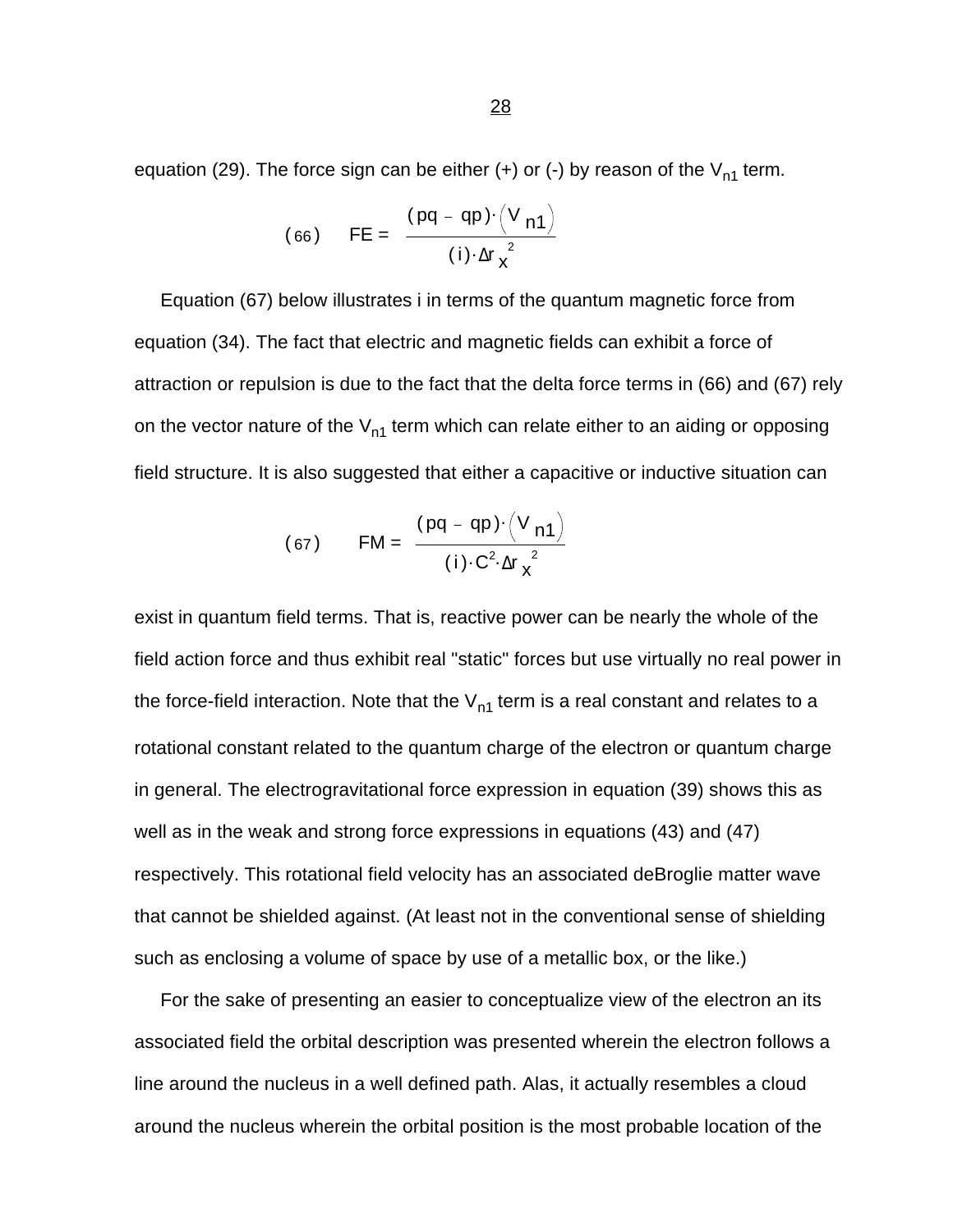equation (29). The force sign can be either (+) or (-) by reason of the $V_{n1}$ term.

$$(66) \qquad FE = \frac{(pq - qp)\cdot\left(V_{n1}\right)}{(i)\cdot\Delta r_x^{\,2}}$$

Equation (67) below illustrates i in terms of the quantum magnetic force from equation (34). The fact that electric and magnetic fields can exhibit a force of attraction or repulsion is due to the fact that the delta force terms in (66) and (67) rely on the vector nature of the $V_{n1}$ term which can relate either to an aiding or opposing field structure. It is also suggested that either a capacitive or inductive situation can

$$(67) \qquad FM = \frac{(pq - qp)\cdot\left(V_{n1}\right)}{(i)\cdot C^2\cdot\Delta r_x^{\,2}}$$

exist in quantum field terms. That is, reactive power can be nearly the whole of the field action force and thus exhibit real "static" forces but use virtually no real power in the force-field interaction. Note that the $V_{n1}$ term is a real constant and relates to a rotational constant related to the quantum charge of the electron or quantum charge in general. The electrogravitational force expression in equation (39) shows this as well as in the weak and strong force expressions in equations (43) and (47) respectively. This rotational field velocity has an associated deBroglie matter wave that cannot be shielded against. (At least not in the conventional sense of shielding such as enclosing a volume of space by use of a metallic box, or the like.)

For the sake of presenting an easier to conceptualize view of the electron an its associated field the orbital description was presented wherein the electron follows a line around the nucleus in a well defined path. Alas, it actually resembles a cloud around the nucleus wherein the orbital position is the most probable location of the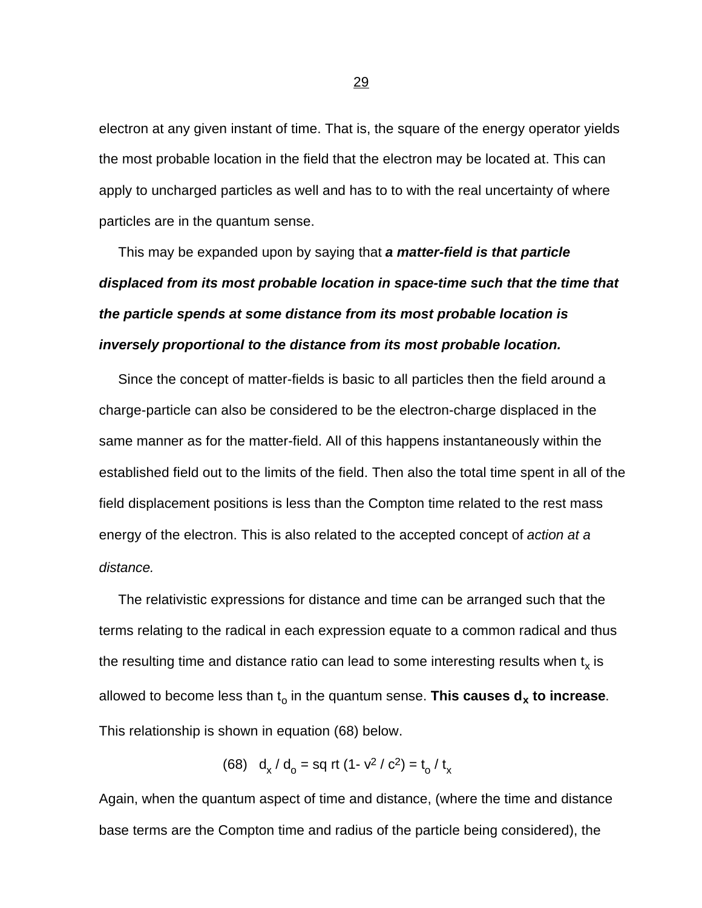electron at any given instant of time. That is, the square of the energy operator yields the most probable location in the field that the electron may be located at. This can apply to uncharged particles as well and has to to with the real uncertainty of where particles are in the quantum sense.

This may be expanded upon by saying that ***a matter-field is that particle displaced from its most probable location in space-time such that the time that the particle spends at some distance from its most probable location is inversely proportional to the distance from its most probable location.***

Since the concept of matter-fields is basic to all particles then the field around a charge-particle can also be considered to be the electron-charge displaced in the same manner as for the matter-field. All of this happens instantaneously within the established field out to the limits of the field. Then also the total time spent in all of the field displacement positions is less than the Compton time related to the rest mass energy of the electron. This is also related to the accepted concept of *action at a distance.*

The relativistic expressions for distance and time can be arranged such that the terms relating to the radical in each expression equate to a common radical and thus the resulting time and distance ratio can lead to some interesting results when $t_x$ is allowed to become less than $t_o$ in the quantum sense. **This causes $d_x$ to increase**. This relationship is shown in equation (68) below.

$$(68) \quad d_x / d_o = \text{sq rt } (1 - v^2 / c^2) = t_o / t_x$$

Again, when the quantum aspect of time and distance, (where the time and distance base terms are the Compton time and radius of the particle being considered), the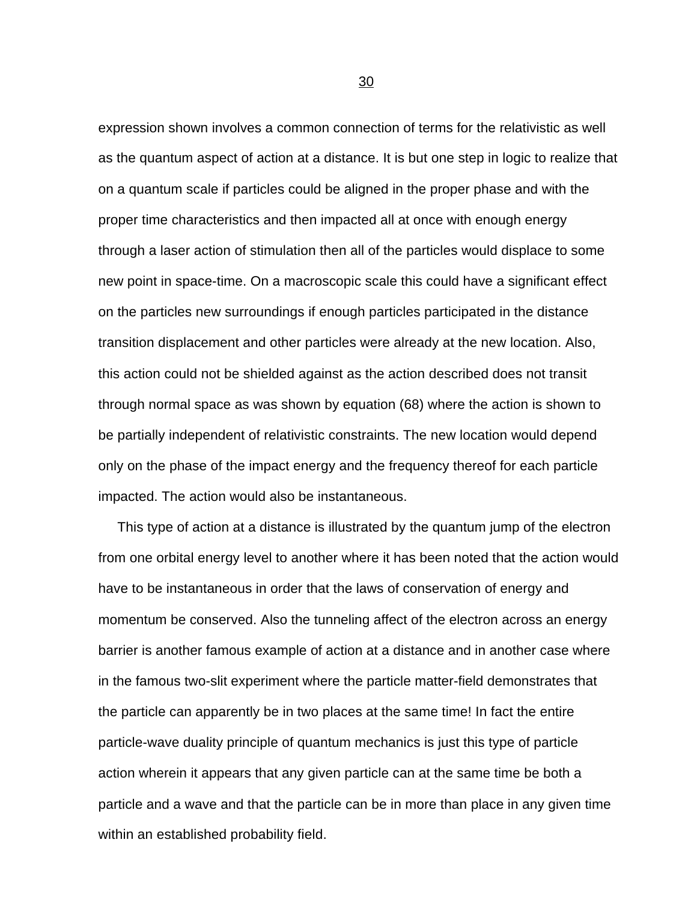expression shown involves a common connection of terms for the relativistic as well as the quantum aspect of action at a distance. It is but one step in logic to realize that on a quantum scale if particles could be aligned in the proper phase and with the proper time characteristics and then impacted all at once with enough energy through a laser action of stimulation then all of the particles would displace to some new point in space-time. On a macroscopic scale this could have a significant effect on the particles new surroundings if enough particles participated in the distance transition displacement and other particles were already at the new location. Also, this action could not be shielded against as the action described does not transit through normal space as was shown by equation (68) where the action is shown to be partially independent of relativistic constraints. The new location would depend only on the phase of the impact energy and the frequency thereof for each particle impacted. The action would also be instantaneous.

This type of action at a distance is illustrated by the quantum jump of the electron from one orbital energy level to another where it has been noted that the action would have to be instantaneous in order that the laws of conservation of energy and momentum be conserved. Also the tunneling affect of the electron across an energy barrier is another famous example of action at a distance and in another case where in the famous two-slit experiment where the particle matter-field demonstrates that the particle can apparently be in two places at the same time! In fact the entire particle-wave duality principle of quantum mechanics is just this type of particle action wherein it appears that any given particle can at the same time be both a particle and a wave and that the particle can be in more than place in any given time within an established probability field.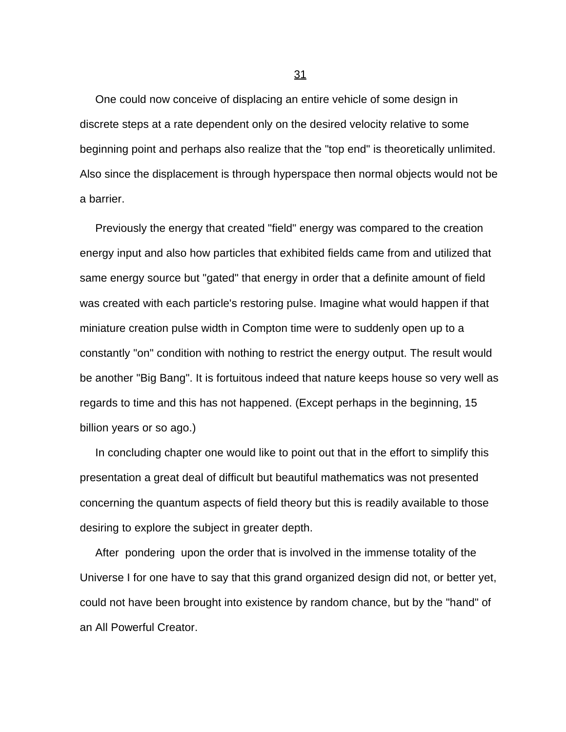One could now conceive of displacing an entire vehicle of some design in discrete steps at a rate dependent only on the desired velocity relative to some beginning point and perhaps also realize that the "top end" is theoretically unlimited. Also since the displacement is through hyperspace then normal objects would not be a barrier.

Previously the energy that created "field" energy was compared to the creation energy input and also how particles that exhibited fields came from and utilized that same energy source but "gated" that energy in order that a definite amount of field was created with each particle's restoring pulse. Imagine what would happen if that miniature creation pulse width in Compton time were to suddenly open up to a constantly "on" condition with nothing to restrict the energy output. The result would be another "Big Bang". It is fortuitous indeed that nature keeps house so very well as regards to time and this has not happened. (Except perhaps in the beginning, 15 billion years or so ago.)

In concluding chapter one would like to point out that in the effort to simplify this presentation a great deal of difficult but beautiful mathematics was not presented concerning the quantum aspects of field theory but this is readily available to those desiring to explore the subject in greater depth.

After pondering upon the order that is involved in the immense totality of the Universe I for one have to say that this grand organized design did not, or better yet, could not have been brought into existence by random chance, but by the "hand" of an All Powerful Creator.